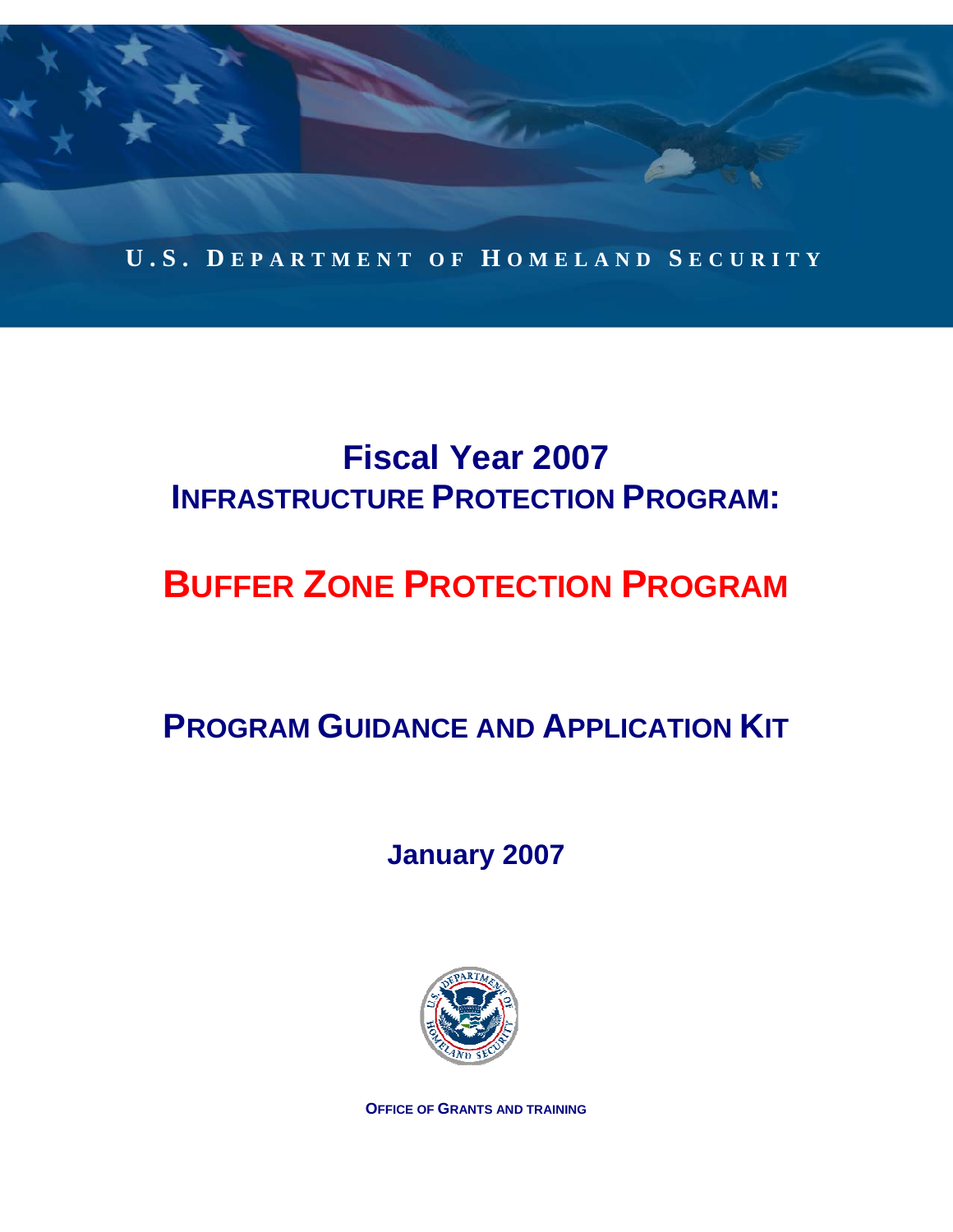U.S. DEPARTMENT OF HOMELAND SECURITY

# Fiscal Year 2007
## INFRASTRUCTURE PROTECTION PROGRAM:

# BUFFER ZONE PROTECTION PROGRAM

## PROGRAM GUIDANCE AND APPLICATION KIT

**January 2007**

**OFFICE OF GRANTS AND TRAINING**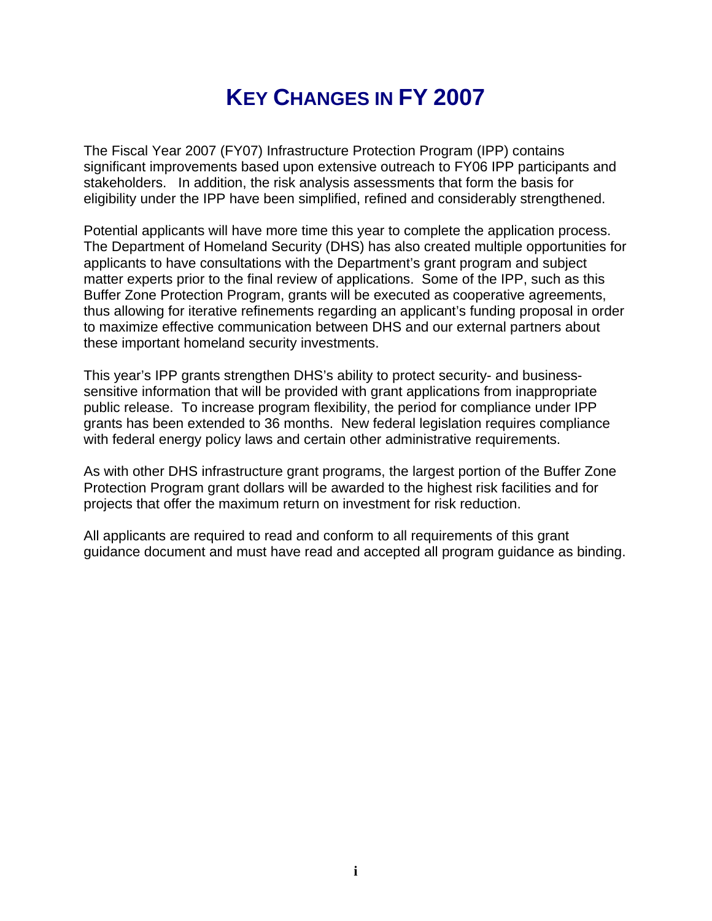# Key Changes in FY 2007

The Fiscal Year 2007 (FY07) Infrastructure Protection Program (IPP) contains significant improvements based upon extensive outreach to FY06 IPP participants and stakeholders. In addition, the risk analysis assessments that form the basis for eligibility under the IPP have been simplified, refined and considerably strengthened.

Potential applicants will have more time this year to complete the application process. The Department of Homeland Security (DHS) has also created multiple opportunities for applicants to have consultations with the Department's grant program and subject matter experts prior to the final review of applications. Some of the IPP, such as this Buffer Zone Protection Program, grants will be executed as cooperative agreements, thus allowing for iterative refinements regarding an applicant's funding proposal in order to maximize effective communication between DHS and our external partners about these important homeland security investments.

This year's IPP grants strengthen DHS's ability to protect security- and business-sensitive information that will be provided with grant applications from inappropriate public release. To increase program flexibility, the period for compliance under IPP grants has been extended to 36 months. New federal legislation requires compliance with federal energy policy laws and certain other administrative requirements.

As with other DHS infrastructure grant programs, the largest portion of the Buffer Zone Protection Program grant dollars will be awarded to the highest risk facilities and for projects that offer the maximum return on investment for risk reduction.

All applicants are required to read and conform to all requirements of this grant guidance document and must have read and accepted all program guidance as binding.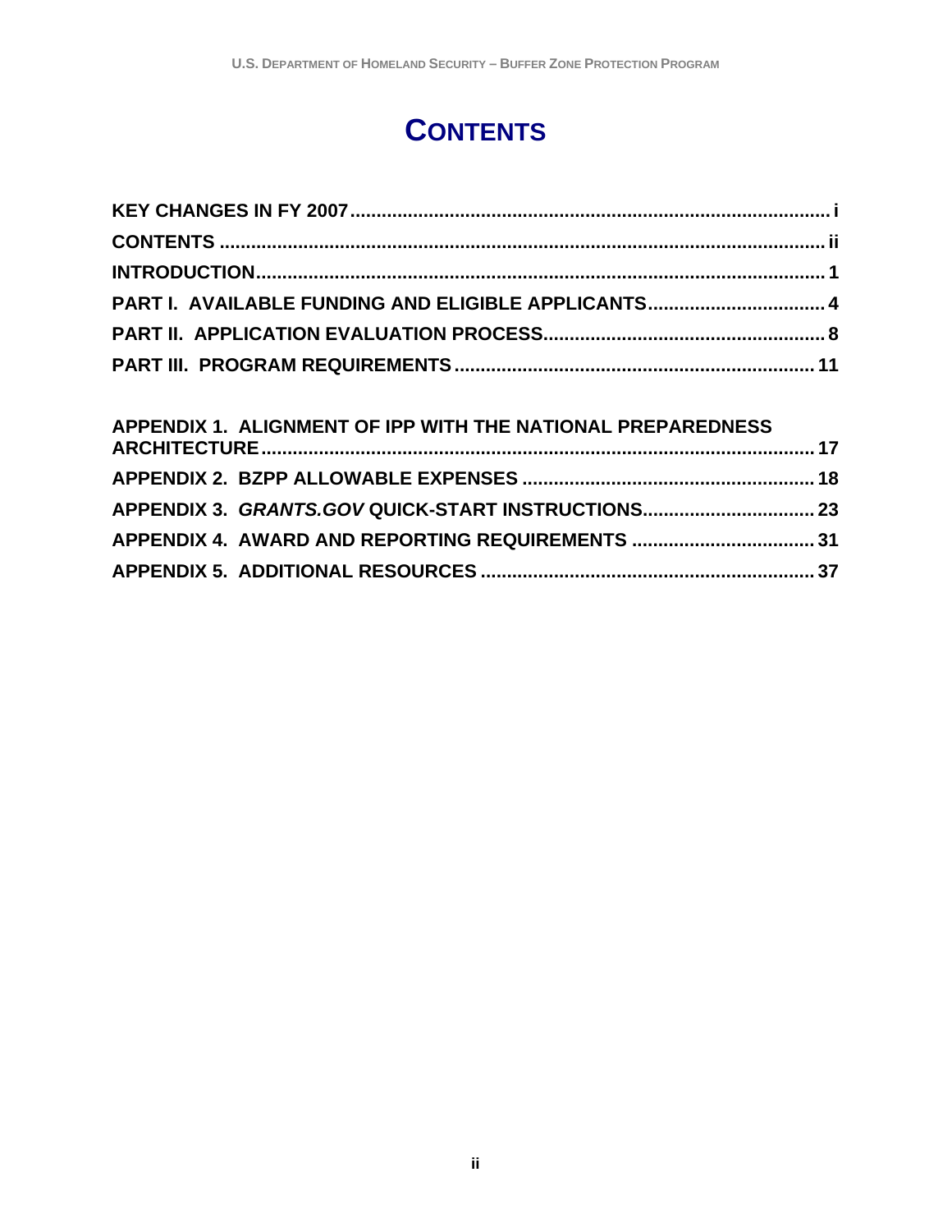# CONTENTS

**KEY CHANGES IN FY 2007** ..... i
**CONTENTS** ..... ii
**INTRODUCTION** ..... 1
**PART I. AVAILABLE FUNDING AND ELIGIBLE APPLICANTS** ..... 4
**PART II. APPLICATION EVALUATION PROCESS** ..... 8
**PART III. PROGRAM REQUIREMENTS** ..... 11

**APPENDIX 1. ALIGNMENT OF IPP WITH THE NATIONAL PREPAREDNESS ARCHITECTURE** ..... 17
**APPENDIX 2. BZPP ALLOWABLE EXPENSES** ..... 18
**APPENDIX 3. *GRANTS.GOV* QUICK-START INSTRUCTIONS** ..... 23
**APPENDIX 4. AWARD AND REPORTING REQUIREMENTS** ..... 31
**APPENDIX 5. ADDITIONAL RESOURCES** ..... 37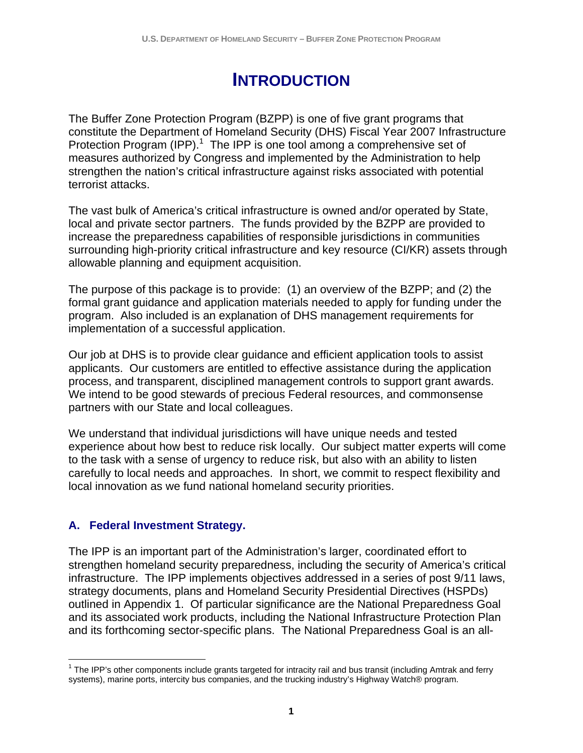# INTRODUCTION

The Buffer Zone Protection Program (BZPP) is one of five grant programs that constitute the Department of Homeland Security (DHS) Fiscal Year 2007 Infrastructure Protection Program (IPP).[1] The IPP is one tool among a comprehensive set of measures authorized by Congress and implemented by the Administration to help strengthen the nation's critical infrastructure against risks associated with potential terrorist attacks.

The vast bulk of America's critical infrastructure is owned and/or operated by State, local and private sector partners. The funds provided by the BZPP are provided to increase the preparedness capabilities of responsible jurisdictions in communities surrounding high-priority critical infrastructure and key resource (CI/KR) assets through allowable planning and equipment acquisition.

The purpose of this package is to provide: (1) an overview of the BZPP; and (2) the formal grant guidance and application materials needed to apply for funding under the program. Also included is an explanation of DHS management requirements for implementation of a successful application.

Our job at DHS is to provide clear guidance and efficient application tools to assist applicants. Our customers are entitled to effective assistance during the application process, and transparent, disciplined management controls to support grant awards. We intend to be good stewards of precious Federal resources, and commonsense partners with our State and local colleagues.

We understand that individual jurisdictions will have unique needs and tested experience about how best to reduce risk locally. Our subject matter experts will come to the task with a sense of urgency to reduce risk, but also with an ability to listen carefully to local needs and approaches. In short, we commit to respect flexibility and local innovation as we fund national homeland security priorities.

### A. Federal Investment Strategy.

The IPP is an important part of the Administration's larger, coordinated effort to strengthen homeland security preparedness, including the security of America's critical infrastructure. The IPP implements objectives addressed in a series of post 9/11 laws, strategy documents, plans and Homeland Security Presidential Directives (HSPDs) outlined in Appendix 1. Of particular significance are the National Preparedness Goal and its associated work products, including the National Infrastructure Protection Plan and its forthcoming sector-specific plans. The National Preparedness Goal is an all-

[1] The IPP's other components include grants targeted for intracity rail and bus transit (including Amtrak and ferry systems), marine ports, intercity bus companies, and the trucking industry's Highway Watch® program.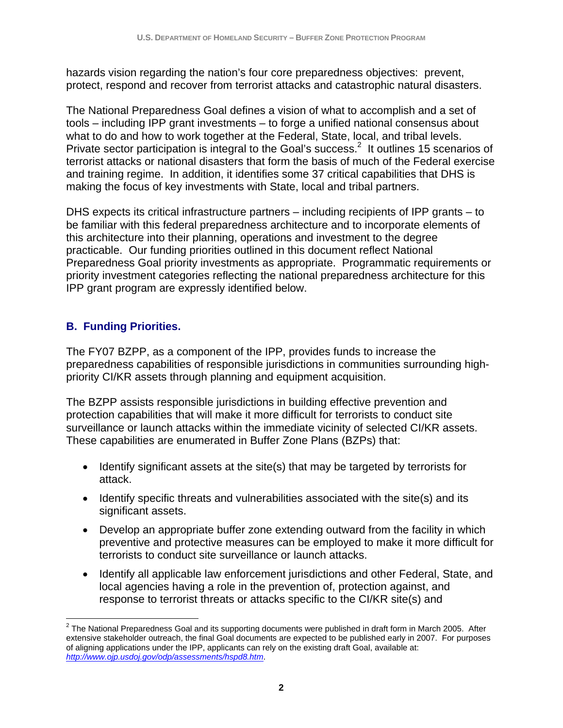hazards vision regarding the nation's four core preparedness objectives: prevent, protect, respond and recover from terrorist attacks and catastrophic natural disasters.

The National Preparedness Goal defines a vision of what to accomplish and a set of tools – including IPP grant investments – to forge a unified national consensus about what to do and how to work together at the Federal, State, local, and tribal levels. Private sector participation is integral to the Goal's success.[2] It outlines 15 scenarios of terrorist attacks or national disasters that form the basis of much of the Federal exercise and training regime. In addition, it identifies some 37 critical capabilities that DHS is making the focus of key investments with State, local and tribal partners.

DHS expects its critical infrastructure partners – including recipients of IPP grants – to be familiar with this federal preparedness architecture and to incorporate elements of this architecture into their planning, operations and investment to the degree practicable. Our funding priorities outlined in this document reflect National Preparedness Goal priority investments as appropriate. Programmatic requirements or priority investment categories reflecting the national preparedness architecture for this IPP grant program are expressly identified below.

## B. Funding Priorities.

The FY07 BZPP, as a component of the IPP, provides funds to increase the preparedness capabilities of responsible jurisdictions in communities surrounding high-priority CI/KR assets through planning and equipment acquisition.

The BZPP assists responsible jurisdictions in building effective prevention and protection capabilities that will make it more difficult for terrorists to conduct site surveillance or launch attacks within the immediate vicinity of selected CI/KR assets. These capabilities are enumerated in Buffer Zone Plans (BZPs) that:

- Identify significant assets at the site(s) that may be targeted by terrorists for attack.
- Identify specific threats and vulnerabilities associated with the site(s) and its significant assets.
- Develop an appropriate buffer zone extending outward from the facility in which preventive and protective measures can be employed to make it more difficult for terrorists to conduct site surveillance or launch attacks.
- Identify all applicable law enforcement jurisdictions and other Federal, State, and local agencies having a role in the prevention of, protection against, and response to terrorist threats or attacks specific to the CI/KR site(s) and

---

[2] The National Preparedness Goal and its supporting documents were published in draft form in March 2005. After extensive stakeholder outreach, the final Goal documents are expected to be published early in 2007. For purposes of aligning applications under the IPP, applicants can rely on the existing draft Goal, available at: *http://www.ojp.usdoj.gov/odp/assessments/hspd8.htm*.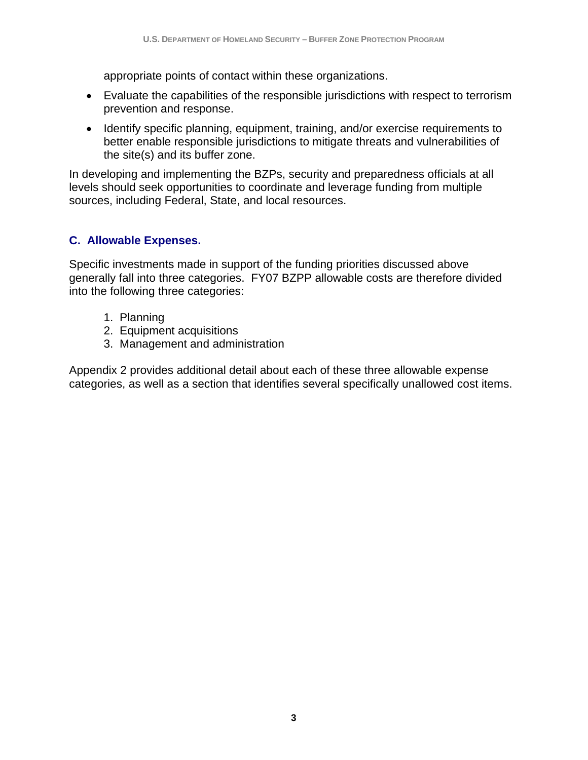appropriate points of contact within these organizations.

- Evaluate the capabilities of the responsible jurisdictions with respect to terrorism prevention and response.
- Identify specific planning, equipment, training, and/or exercise requirements to better enable responsible jurisdictions to mitigate threats and vulnerabilities of the site(s) and its buffer zone.

In developing and implementing the BZPs, security and preparedness officials at all levels should seek opportunities to coordinate and leverage funding from multiple sources, including Federal, State, and local resources.

### C. Allowable Expenses.

Specific investments made in support of the funding priorities discussed above generally fall into three categories. FY07 BZPP allowable costs are therefore divided into the following three categories:

1. Planning
2. Equipment acquisitions
3. Management and administration

Appendix 2 provides additional detail about each of these three allowable expense categories, as well as a section that identifies several specifically unallowed cost items.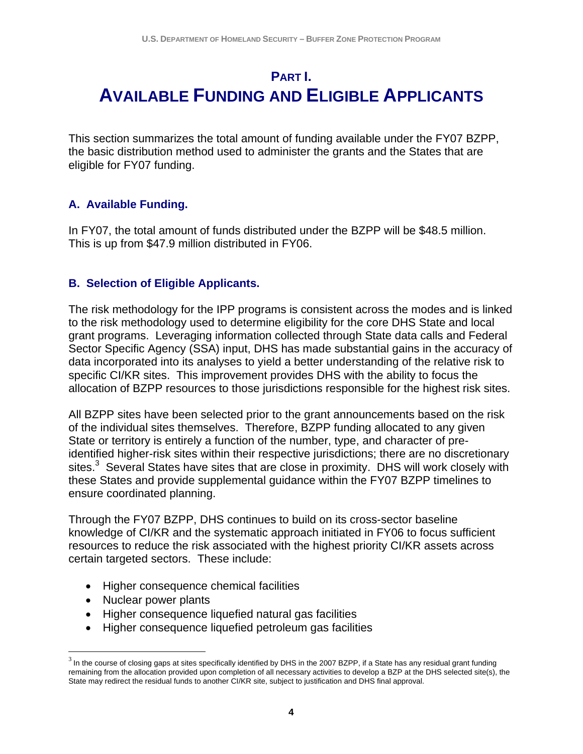# PART I.
# AVAILABLE FUNDING AND ELIGIBLE APPLICANTS

This section summarizes the total amount of funding available under the FY07 BZPP, the basic distribution method used to administer the grants and the States that are eligible for FY07 funding.

## A. Available Funding.

In FY07, the total amount of funds distributed under the BZPP will be $48.5 million. This is up from $47.9 million distributed in FY06.

## B. Selection of Eligible Applicants.

The risk methodology for the IPP programs is consistent across the modes and is linked to the risk methodology used to determine eligibility for the core DHS State and local grant programs. Leveraging information collected through State data calls and Federal Sector Specific Agency (SSA) input, DHS has made substantial gains in the accuracy of data incorporated into its analyses to yield a better understanding of the relative risk to specific CI/KR sites. This improvement provides DHS with the ability to focus the allocation of BZPP resources to those jurisdictions responsible for the highest risk sites.

All BZPP sites have been selected prior to the grant announcements based on the risk of the individual sites themselves. Therefore, BZPP funding allocated to any given State or territory is entirely a function of the number, type, and character of pre-identified higher-risk sites within their respective jurisdictions; there are no discretionary sites.[3] Several States have sites that are close in proximity. DHS will work closely with these States and provide supplemental guidance within the FY07 BZPP timelines to ensure coordinated planning.

Through the FY07 BZPP, DHS continues to build on its cross-sector baseline knowledge of CI/KR and the systematic approach initiated in FY06 to focus sufficient resources to reduce the risk associated with the highest priority CI/KR assets across certain targeted sectors. These include:

- Higher consequence chemical facilities
- Nuclear power plants
- Higher consequence liquefied natural gas facilities
- Higher consequence liquefied petroleum gas facilities

[3] In the course of closing gaps at sites specifically identified by DHS in the 2007 BZPP, if a State has any residual grant funding remaining from the allocation provided upon completion of all necessary activities to develop a BZP at the DHS selected site(s), the State may redirect the residual funds to another CI/KR site, subject to justification and DHS final approval.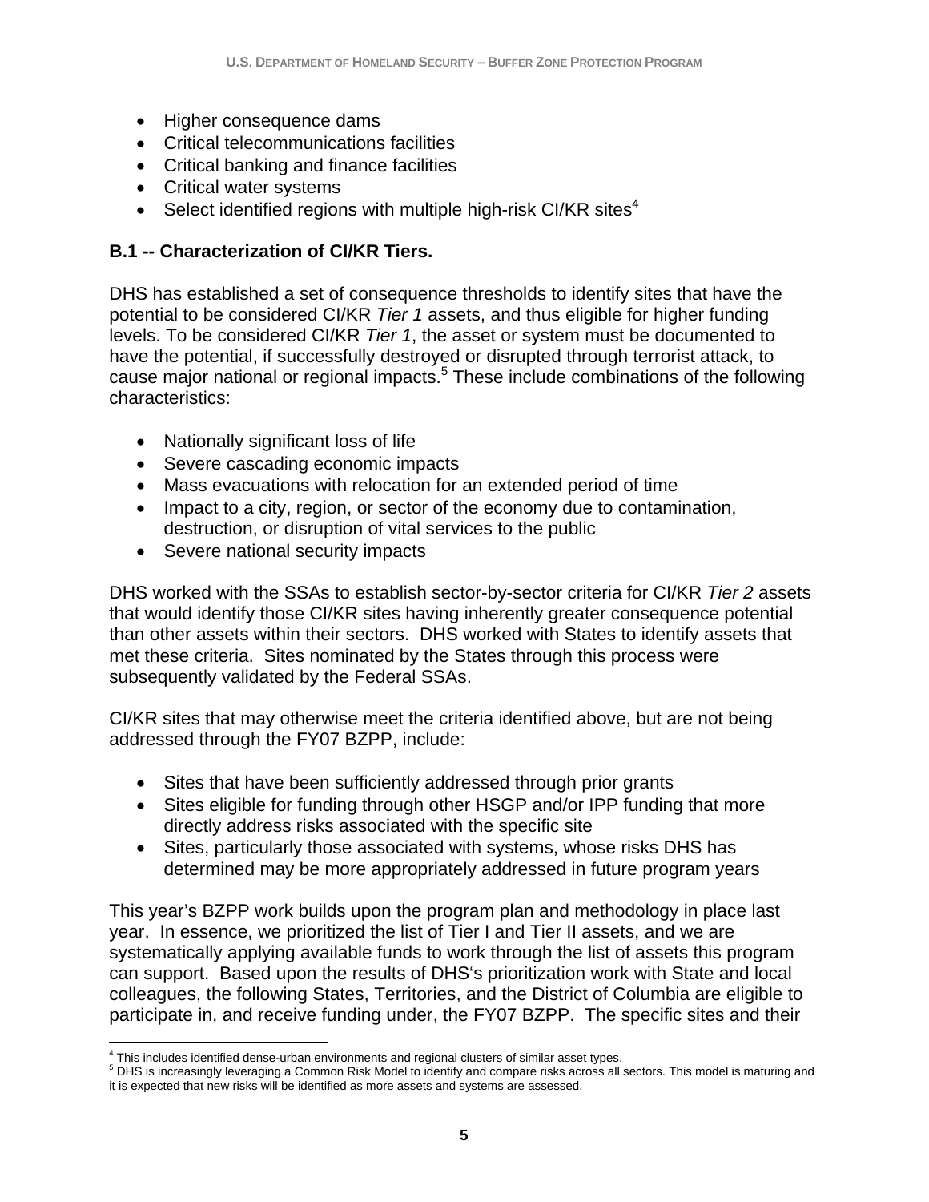- Higher consequence dams
- Critical telecommunications facilities
- Critical banking and finance facilities
- Critical water systems
- Select identified regions with multiple high-risk CI/KR sites[4]

### B.1 -- Characterization of CI/KR Tiers.

DHS has established a set of consequence thresholds to identify sites that have the potential to be considered CI/KR *Tier 1* assets, and thus eligible for higher funding levels. To be considered CI/KR *Tier 1*, the asset or system must be documented to have the potential, if successfully destroyed or disrupted through terrorist attack, to cause major national or regional impacts.[5] These include combinations of the following characteristics:

- Nationally significant loss of life
- Severe cascading economic impacts
- Mass evacuations with relocation for an extended period of time
- Impact to a city, region, or sector of the economy due to contamination, destruction, or disruption of vital services to the public
- Severe national security impacts

DHS worked with the SSAs to establish sector-by-sector criteria for CI/KR *Tier 2* assets that would identify those CI/KR sites having inherently greater consequence potential than other assets within their sectors. DHS worked with States to identify assets that met these criteria. Sites nominated by the States through this process were subsequently validated by the Federal SSAs.

CI/KR sites that may otherwise meet the criteria identified above, but are not being addressed through the FY07 BZPP, include:

- Sites that have been sufficiently addressed through prior grants
- Sites eligible for funding through other HSGP and/or IPP funding that more directly address risks associated with the specific site
- Sites, particularly those associated with systems, whose risks DHS has determined may be more appropriately addressed in future program years

This year's BZPP work builds upon the program plan and methodology in place last year. In essence, we prioritized the list of Tier I and Tier II assets, and we are systematically applying available funds to work through the list of assets this program can support. Based upon the results of DHS's prioritization work with State and local colleagues, the following States, Territories, and the District of Columbia are eligible to participate in, and receive funding under, the FY07 BZPP. The specific sites and their

[4] This includes identified dense-urban environments and regional clusters of similar asset types.

[5] DHS is increasingly leveraging a Common Risk Model to identify and compare risks across all sectors. This model is maturing and it is expected that new risks will be identified as more assets and systems are assessed.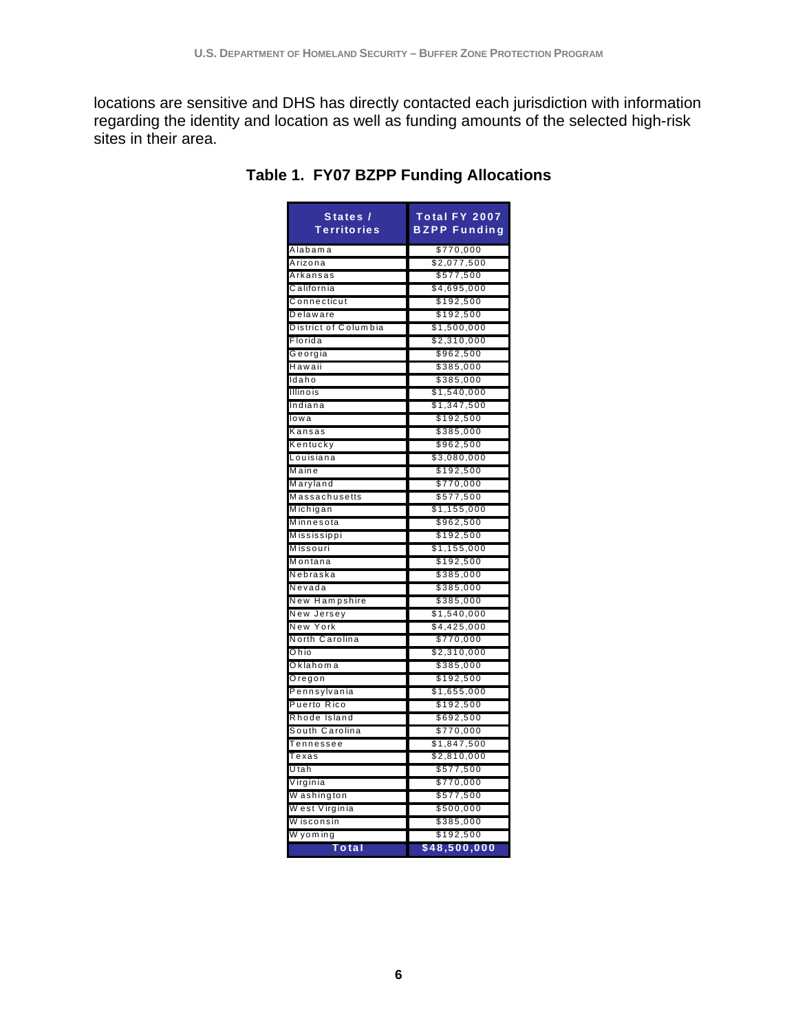locations are sensitive and DHS has directly contacted each jurisdiction with information regarding the identity and location as well as funding amounts of the selected high-risk sites in their area.

**Table 1. FY07 BZPP Funding Allocations**

| States / Territories | Total FY 2007 BZPP Funding |
|---|---|
| Alabama | $770,000 |
| Arizona | $2,077,500 |
| Arkansas | $577,500 |
| California | $4,695,000 |
| Connecticut | $192,500 |
| Delaware | $192,500 |
| District of Columbia | $1,500,000 |
| Florida | $2,310,000 |
| Georgia | $962,500 |
| Hawaii | $385,000 |
| Idaho | $385,000 |
| Illinois | $1,540,000 |
| Indiana | $1,347,500 |
| Iowa | $192,500 |
| Kansas | $385,000 |
| Kentucky | $962,500 |
| Louisiana | $3,080,000 |
| Maine | $192,500 |
| Maryland | $770,000 |
| Massachusetts | $577,500 |
| Michigan | $1,155,000 |
| Minnesota | $962,500 |
| Mississippi | $192,500 |
| Missouri | $1,155,000 |
| Montana | $192,500 |
| Nebraska | $385,000 |
| Nevada | $385,000 |
| New Hampshire | $385,000 |
| New Jersey | $1,540,000 |
| New York | $4,425,000 |
| North Carolina | $770,000 |
| Ohio | $2,310,000 |
| Oklahoma | $385,000 |
| Oregon | $192,500 |
| Pennsylvania | $1,655,000 |
| Puerto Rico | $192,500 |
| Rhode Island | $692,500 |
| South Carolina | $770,000 |
| Tennessee | $1,847,500 |
| Texas | $2,810,000 |
| Utah | $577,500 |
| Virginia | $770,000 |
| Washington | $577,500 |
| West Virginia | $500,000 |
| Wisconsin | $385,000 |
| Wyoming | $192,500 |
| **Total** | **$48,500,000** |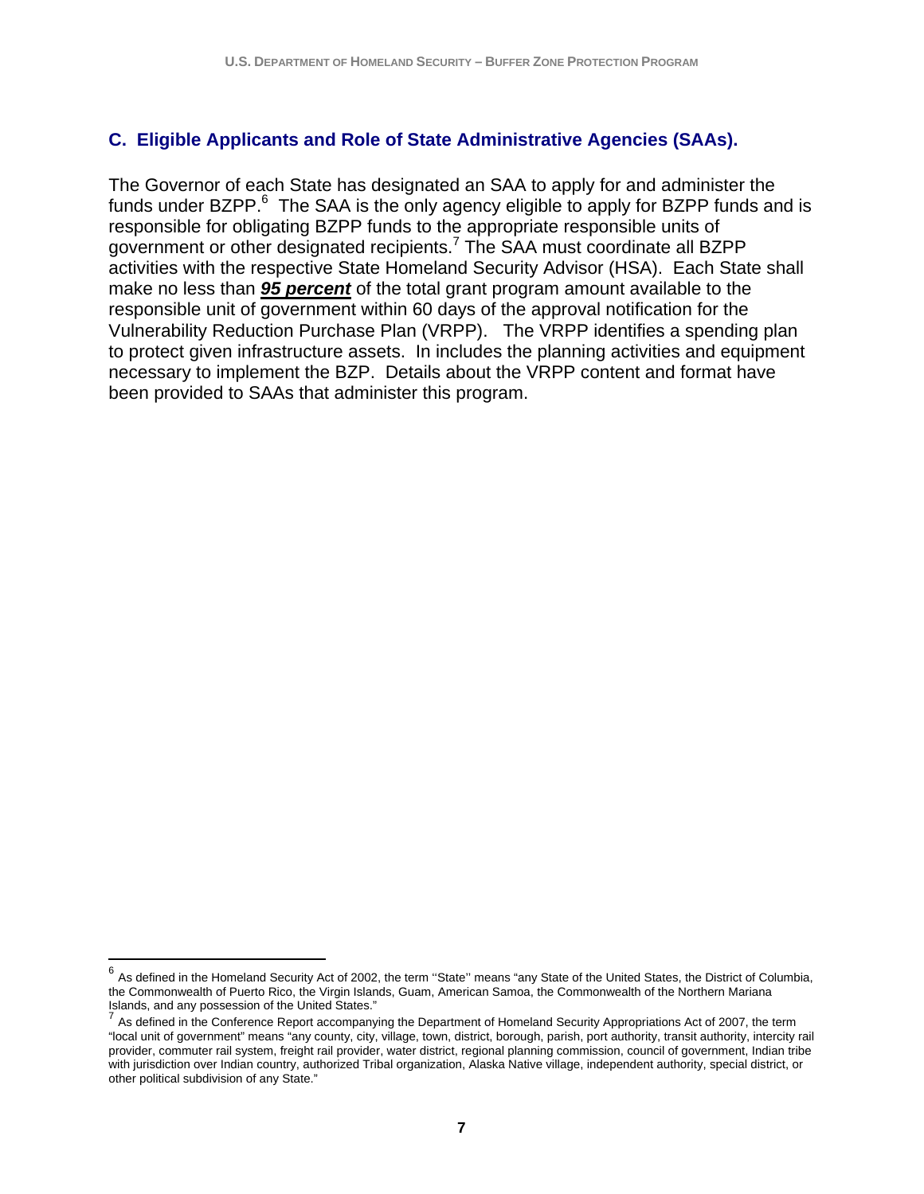### C. Eligible Applicants and Role of State Administrative Agencies (SAAs).

The Governor of each State has designated an SAA to apply for and administer the funds under BZPP.[6] The SAA is the only agency eligible to apply for BZPP funds and is responsible for obligating BZPP funds to the appropriate responsible units of government or other designated recipients.[7] The SAA must coordinate all BZPP activities with the respective State Homeland Security Advisor (HSA). Each State shall make no less than ***95 percent*** of the total grant program amount available to the responsible unit of government within 60 days of the approval notification for the Vulnerability Reduction Purchase Plan (VRPP). The VRPP identifies a spending plan to protect given infrastructure assets. In includes the planning activities and equipment necessary to implement the BZP. Details about the VRPP content and format have been provided to SAAs that administer this program.

---

[6] As defined in the Homeland Security Act of 2002, the term ''State'' means "any State of the United States, the District of Columbia, the Commonwealth of Puerto Rico, the Virgin Islands, Guam, American Samoa, the Commonwealth of the Northern Mariana Islands, and any possession of the United States."

[7] As defined in the Conference Report accompanying the Department of Homeland Security Appropriations Act of 2007, the term "local unit of government" means "any county, city, village, town, district, borough, parish, port authority, transit authority, intercity rail provider, commuter rail system, freight rail provider, water district, regional planning commission, council of government, Indian tribe with jurisdiction over Indian country, authorized Tribal organization, Alaska Native village, independent authority, special district, or other political subdivision of any State."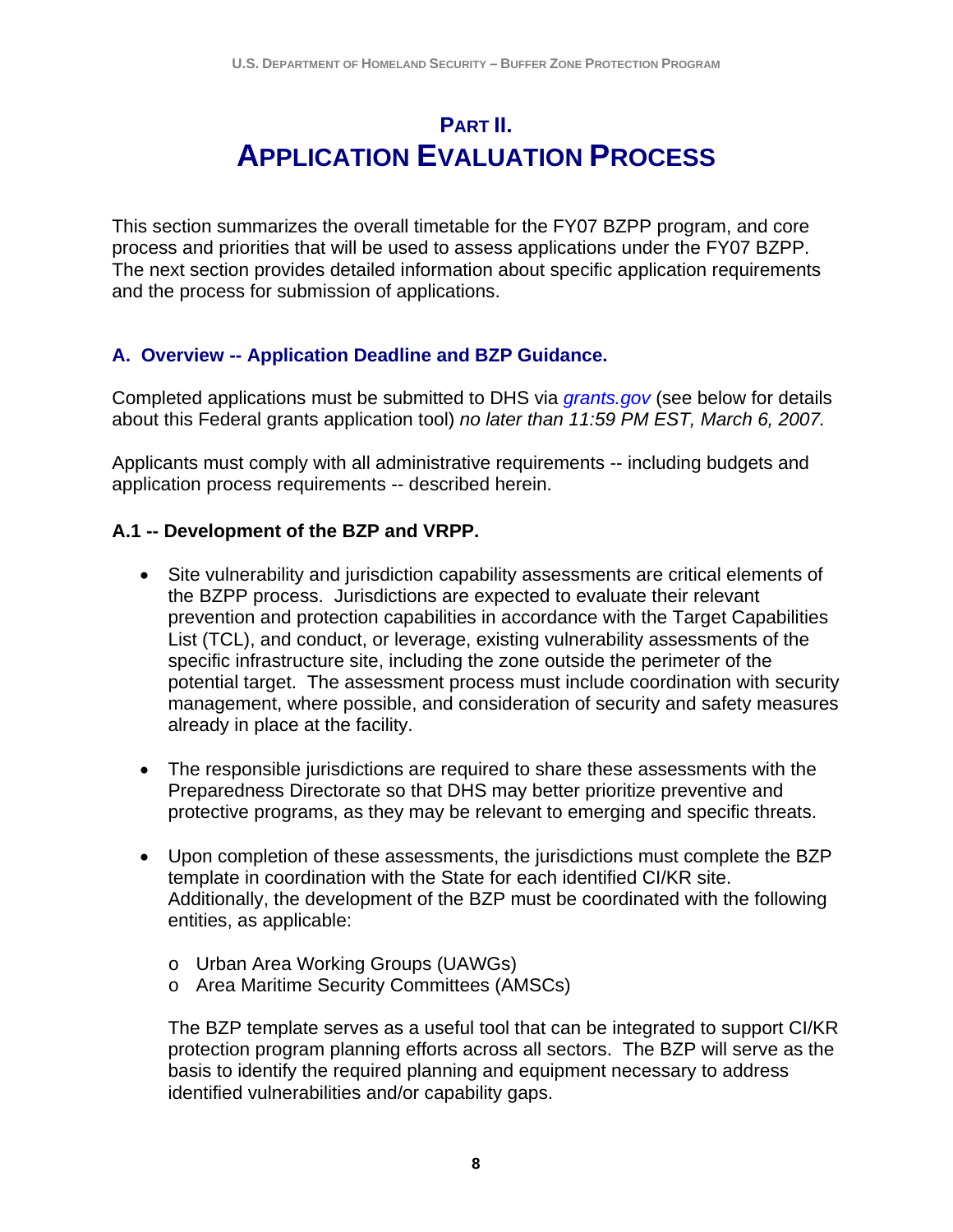# PART II.
# APPLICATION EVALUATION PROCESS

This section summarizes the overall timetable for the FY07 BZPP program, and core process and priorities that will be used to assess applications under the FY07 BZPP. The next section provides detailed information about specific application requirements and the process for submission of applications.

## A. Overview -- Application Deadline and BZP Guidance.

Completed applications must be submitted to DHS via *grants.gov* (see below for details about this Federal grants application tool) *no later than 11:59 PM EST, March 6, 2007.*

Applicants must comply with all administrative requirements -- including budgets and application process requirements -- described herein.

### A.1 -- Development of the BZP and VRPP.

- Site vulnerability and jurisdiction capability assessments are critical elements of the BZPP process. Jurisdictions are expected to evaluate their relevant prevention and protection capabilities in accordance with the Target Capabilities List (TCL), and conduct, or leverage, existing vulnerability assessments of the specific infrastructure site, including the zone outside the perimeter of the potential target. The assessment process must include coordination with security management, where possible, and consideration of security and safety measures already in place at the facility.

- The responsible jurisdictions are required to share these assessments with the Preparedness Directorate so that DHS may better prioritize preventive and protective programs, as they may be relevant to emerging and specific threats.

- Upon completion of these assessments, the jurisdictions must complete the BZP template in coordination with the State for each identified CI/KR site. Additionally, the development of the BZP must be coordinated with the following entities, as applicable:

  - Urban Area Working Groups (UAWGs)
  - Area Maritime Security Committees (AMSCs)

  The BZP template serves as a useful tool that can be integrated to support CI/KR protection program planning efforts across all sectors. The BZP will serve as the basis to identify the required planning and equipment necessary to address identified vulnerabilities and/or capability gaps.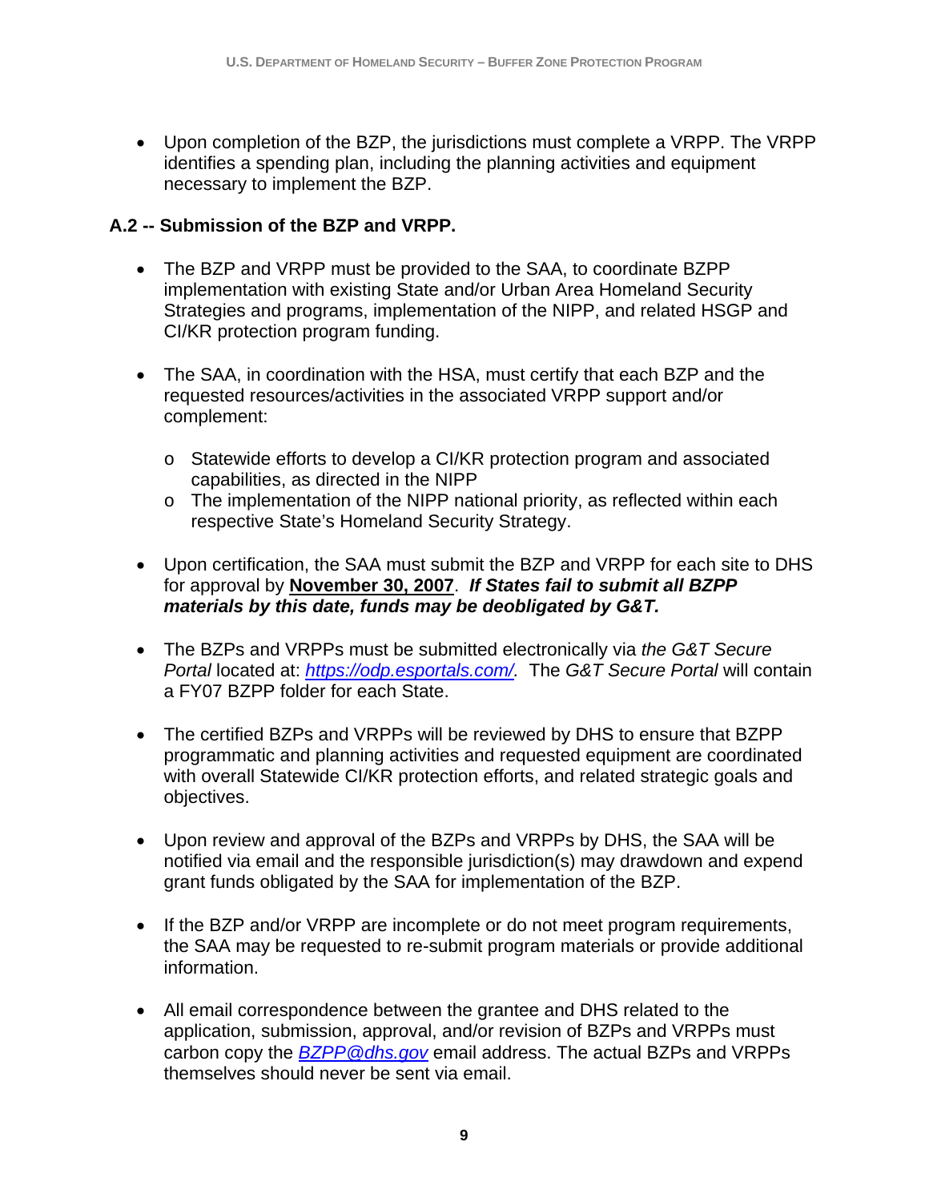- Upon completion of the BZP, the jurisdictions must complete a VRPP. The VRPP identifies a spending plan, including the planning activities and equipment necessary to implement the BZP.

### A.2 -- Submission of the BZP and VRPP.

- The BZP and VRPP must be provided to the SAA, to coordinate BZPP implementation with existing State and/or Urban Area Homeland Security Strategies and programs, implementation of the NIPP, and related HSGP and CI/KR protection program funding.

- The SAA, in coordination with the HSA, must certify that each BZP and the requested resources/activities in the associated VRPP support and/or complement:

  - Statewide efforts to develop a CI/KR protection program and associated capabilities, as directed in the NIPP
  - The implementation of the NIPP national priority, as reflected within each respective State's Homeland Security Strategy.

- Upon certification, the SAA must submit the BZP and VRPP for each site to DHS for approval by **November 30, 2007**. ***If States fail to submit all BZPP materials by this date, funds may be deobligated by G&T.***

- The BZPs and VRPPs must be submitted electronically via *the G&T Secure Portal* located at: *https://odp.esportals.com/.* The *G&T Secure Portal* will contain a FY07 BZPP folder for each State.

- The certified BZPs and VRPPs will be reviewed by DHS to ensure that BZPP programmatic and planning activities and requested equipment are coordinated with overall Statewide CI/KR protection efforts, and related strategic goals and objectives.

- Upon review and approval of the BZPs and VRPPs by DHS, the SAA will be notified via email and the responsible jurisdiction(s) may drawdown and expend grant funds obligated by the SAA for implementation of the BZP.

- If the BZP and/or VRPP are incomplete or do not meet program requirements, the SAA may be requested to re-submit program materials or provide additional information.

- All email correspondence between the grantee and DHS related to the application, submission, approval, and/or revision of BZPs and VRPPs must carbon copy the *BZPP@dhs.gov* email address. The actual BZPs and VRPPs themselves should never be sent via email.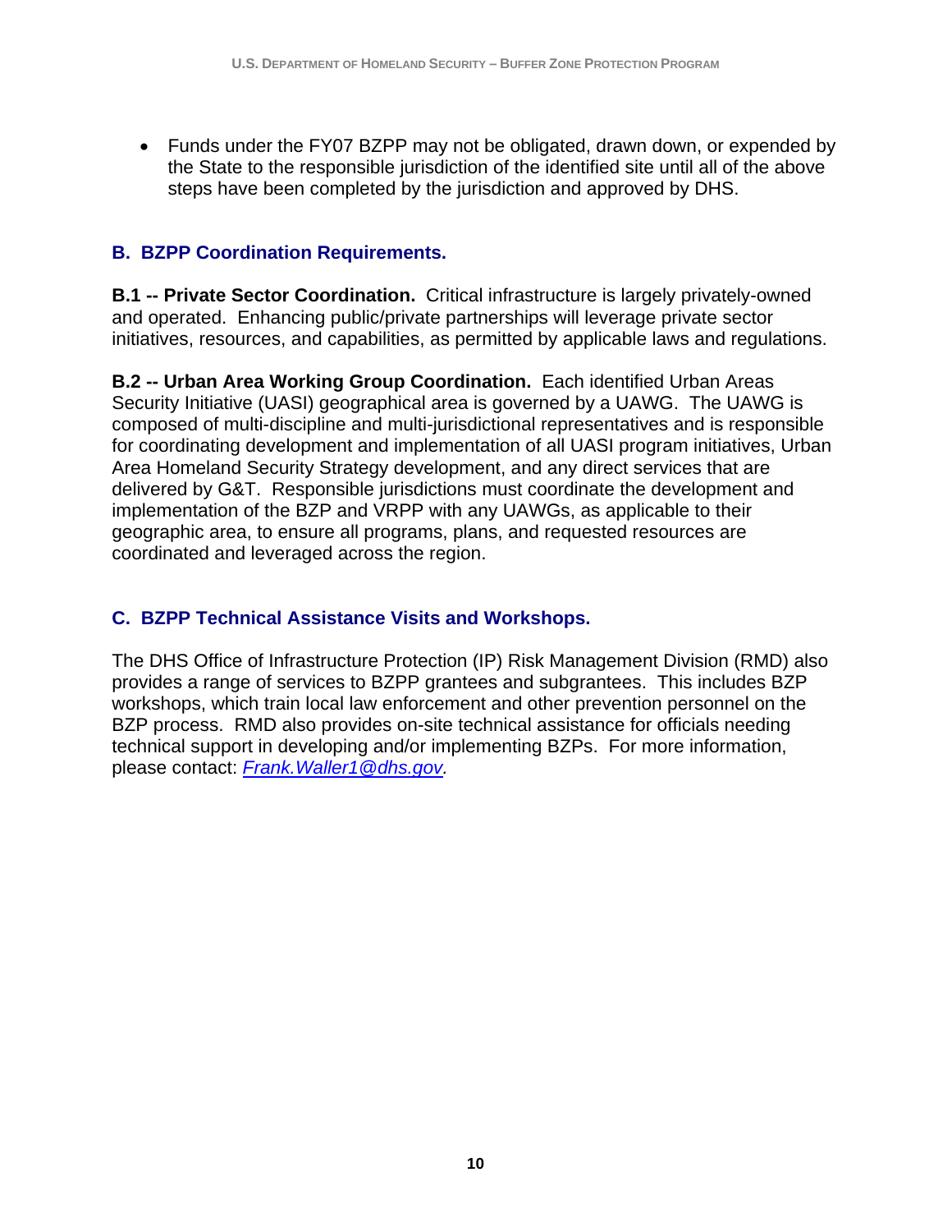- Funds under the FY07 BZPP may not be obligated, drawn down, or expended by the State to the responsible jurisdiction of the identified site until all of the above steps have been completed by the jurisdiction and approved by DHS.

## B. BZPP Coordination Requirements.

**B.1 -- Private Sector Coordination.** Critical infrastructure is largely privately-owned and operated. Enhancing public/private partnerships will leverage private sector initiatives, resources, and capabilities, as permitted by applicable laws and regulations.

**B.2 -- Urban Area Working Group Coordination.** Each identified Urban Areas Security Initiative (UASI) geographical area is governed by a UAWG. The UAWG is composed of multi-discipline and multi-jurisdictional representatives and is responsible for coordinating development and implementation of all UASI program initiatives, Urban Area Homeland Security Strategy development, and any direct services that are delivered by G&T. Responsible jurisdictions must coordinate the development and implementation of the BZP and VRPP with any UAWGs, as applicable to their geographic area, to ensure all programs, plans, and requested resources are coordinated and leveraged across the region.

## C. BZPP Technical Assistance Visits and Workshops.

The DHS Office of Infrastructure Protection (IP) Risk Management Division (RMD) also provides a range of services to BZPP grantees and subgrantees. This includes BZP workshops, which train local law enforcement and other prevention personnel on the BZP process. RMD also provides on-site technical assistance for officials needing technical support in developing and/or implementing BZPs. For more information, please contact: *Frank.Waller1@dhs.gov.*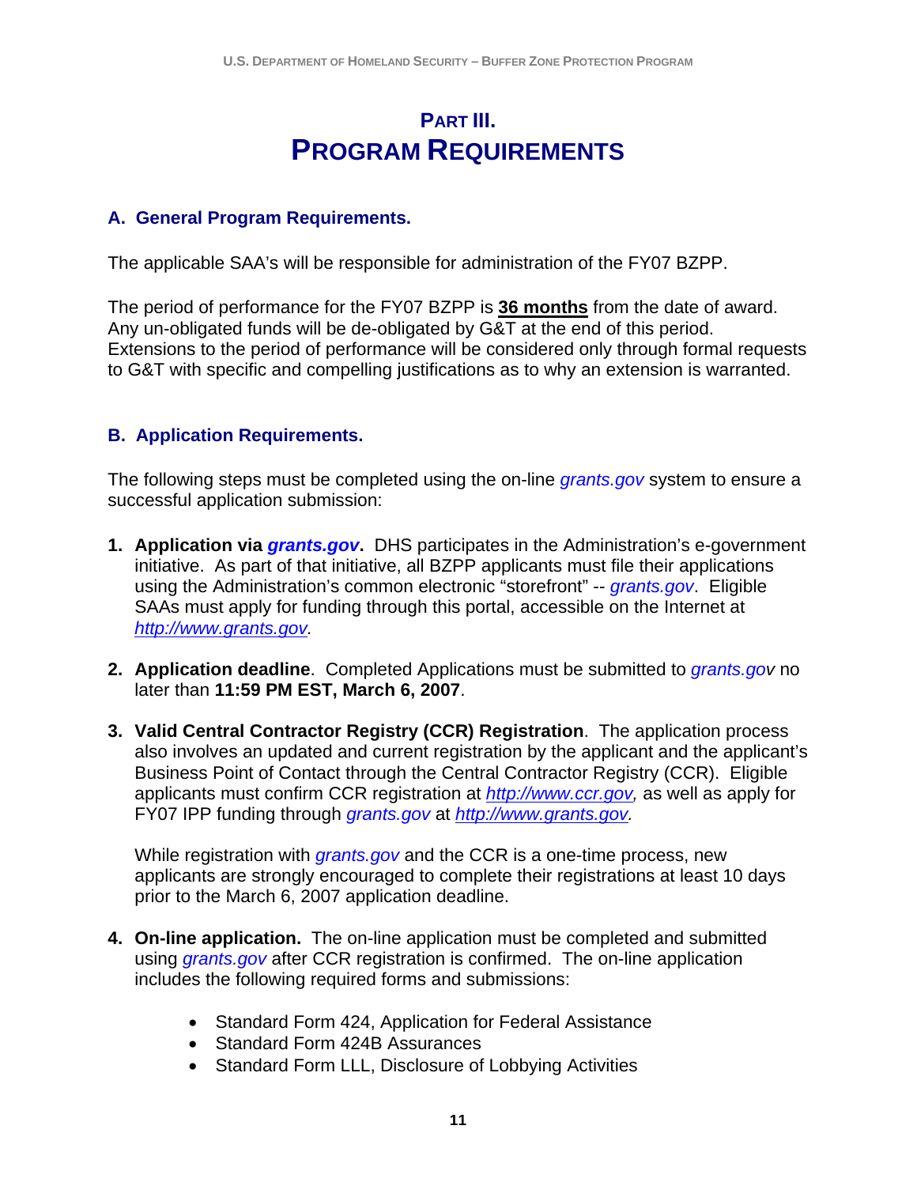# PART III.
# PROGRAM REQUIREMENTS

## A. General Program Requirements.

The applicable SAA's will be responsible for administration of the FY07 BZPP.

The period of performance for the FY07 BZPP is **36 months** from the date of award. Any un-obligated funds will be de-obligated by G&T at the end of this period. Extensions to the period of performance will be considered only through formal requests to G&T with specific and compelling justifications as to why an extension is warranted.

## B. Application Requirements.

The following steps must be completed using the on-line *grants.gov* system to ensure a successful application submission:

1. **Application via *grants.gov*.** DHS participates in the Administration's e-government initiative. As part of that initiative, all BZPP applicants must file their applications using the Administration's common electronic "storefront" -- *grants.gov*. Eligible SAAs must apply for funding through this portal, accessible on the Internet at *http://www.grants.gov.*

2. **Application deadline**. Completed Applications must be submitted to *grants.gov* no later than **11:59 PM EST, March 6, 2007**.

3. **Valid Central Contractor Registry (CCR) Registration**. The application process also involves an updated and current registration by the applicant and the applicant's Business Point of Contact through the Central Contractor Registry (CCR). Eligible applicants must confirm CCR registration at *http://www.ccr.gov,* as well as apply for FY07 IPP funding through *grants.gov* at *http://www.grants.gov.*

   While registration with *grants.gov* and the CCR is a one-time process, new applicants are strongly encouraged to complete their registrations at least 10 days prior to the March 6, 2007 application deadline.

4. **On-line application.** The on-line application must be completed and submitted using *grants.gov* after CCR registration is confirmed. The on-line application includes the following required forms and submissions:

   - Standard Form 424, Application for Federal Assistance
   - Standard Form 424B Assurances
   - Standard Form LLL, Disclosure of Lobbying Activities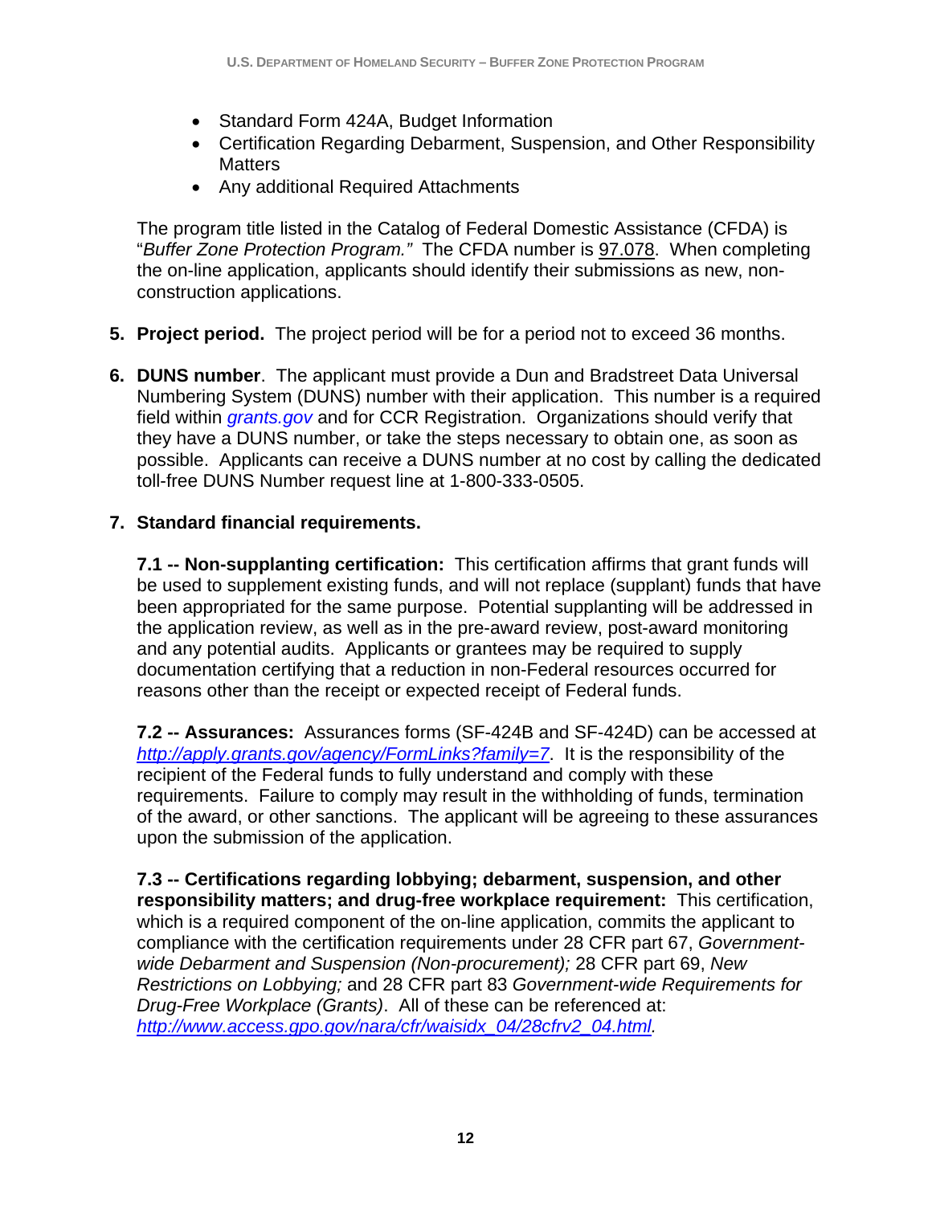- Standard Form 424A, Budget Information
- Certification Regarding Debarment, Suspension, and Other Responsibility Matters
- Any additional Required Attachments

The program title listed in the Catalog of Federal Domestic Assistance (CFDA) is "*Buffer Zone Protection Program."* The CFDA number is 97.078. When completing the on-line application, applicants should identify their submissions as new, non-construction applications.

5. **Project period.** The project period will be for a period not to exceed 36 months.

6. **DUNS number**. The applicant must provide a Dun and Bradstreet Data Universal Numbering System (DUNS) number with their application. This number is a required field within *grants.gov* and for CCR Registration. Organizations should verify that they have a DUNS number, or take the steps necessary to obtain one, as soon as possible. Applicants can receive a DUNS number at no cost by calling the dedicated toll-free DUNS Number request line at 1-800-333-0505.

7. **Standard financial requirements.**

   **7.1 -- Non-supplanting certification:** This certification affirms that grant funds will be used to supplement existing funds, and will not replace (supplant) funds that have been appropriated for the same purpose. Potential supplanting will be addressed in the application review, as well as in the pre-award review, post-award monitoring and any potential audits. Applicants or grantees may be required to supply documentation certifying that a reduction in non-Federal resources occurred for reasons other than the receipt or expected receipt of Federal funds.

   **7.2 -- Assurances:** Assurances forms (SF-424B and SF-424D) can be accessed at *http://apply.grants.gov/agency/FormLinks?family=7*. It is the responsibility of the recipient of the Federal funds to fully understand and comply with these requirements. Failure to comply may result in the withholding of funds, termination of the award, or other sanctions. The applicant will be agreeing to these assurances upon the submission of the application.

   **7.3 -- Certifications regarding lobbying; debarment, suspension, and other responsibility matters; and drug-free workplace requirement:** This certification, which is a required component of the on-line application, commits the applicant to compliance with the certification requirements under 28 CFR part 67, *Government-wide Debarment and Suspension (Non-procurement);* 28 CFR part 69, *New Restrictions on Lobbying;* and 28 CFR part 83 *Government-wide Requirements for Drug-Free Workplace (Grants)*. All of these can be referenced at: *http://www.access.gpo.gov/nara/cfr/waisidx_04/28cfrv2_04.html.*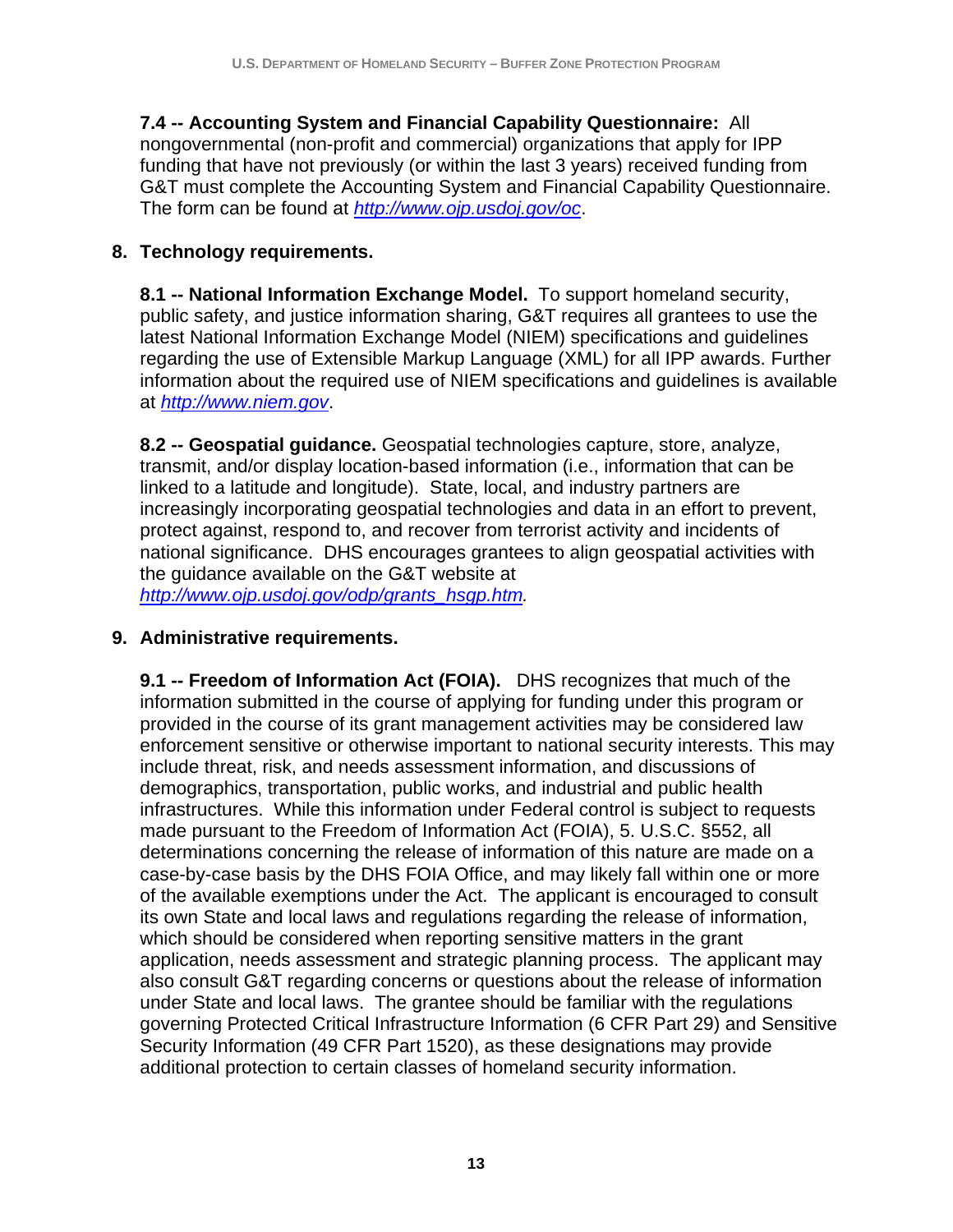**7.4 -- Accounting System and Financial Capability Questionnaire:** All nongovernmental (non-profit and commercial) organizations that apply for IPP funding that have not previously (or within the last 3 years) received funding from G&T must complete the Accounting System and Financial Capability Questionnaire. The form can be found at *http://www.ojp.usdoj.gov/oc*.

## 8. Technology requirements.

**8.1 -- National Information Exchange Model.** To support homeland security, public safety, and justice information sharing, G&T requires all grantees to use the latest National Information Exchange Model (NIEM) specifications and guidelines regarding the use of Extensible Markup Language (XML) for all IPP awards. Further information about the required use of NIEM specifications and guidelines is available at *http://www.niem.gov*.

**8.2 -- Geospatial guidance.** Geospatial technologies capture, store, analyze, transmit, and/or display location-based information (i.e., information that can be linked to a latitude and longitude). State, local, and industry partners are increasingly incorporating geospatial technologies and data in an effort to prevent, protect against, respond to, and recover from terrorist activity and incidents of national significance. DHS encourages grantees to align geospatial activities with the guidance available on the G&T website at *http://www.ojp.usdoj.gov/odp/grants_hsgp.htm.*

## 9. Administrative requirements.

**9.1 -- Freedom of Information Act (FOIA).** DHS recognizes that much of the information submitted in the course of applying for funding under this program or provided in the course of its grant management activities may be considered law enforcement sensitive or otherwise important to national security interests. This may include threat, risk, and needs assessment information, and discussions of demographics, transportation, public works, and industrial and public health infrastructures. While this information under Federal control is subject to requests made pursuant to the Freedom of Information Act (FOIA), 5. U.S.C. §552, all determinations concerning the release of information of this nature are made on a case-by-case basis by the DHS FOIA Office, and may likely fall within one or more of the available exemptions under the Act. The applicant is encouraged to consult its own State and local laws and regulations regarding the release of information, which should be considered when reporting sensitive matters in the grant application, needs assessment and strategic planning process. The applicant may also consult G&T regarding concerns or questions about the release of information under State and local laws. The grantee should be familiar with the regulations governing Protected Critical Infrastructure Information (6 CFR Part 29) and Sensitive Security Information (49 CFR Part 1520), as these designations may provide additional protection to certain classes of homeland security information.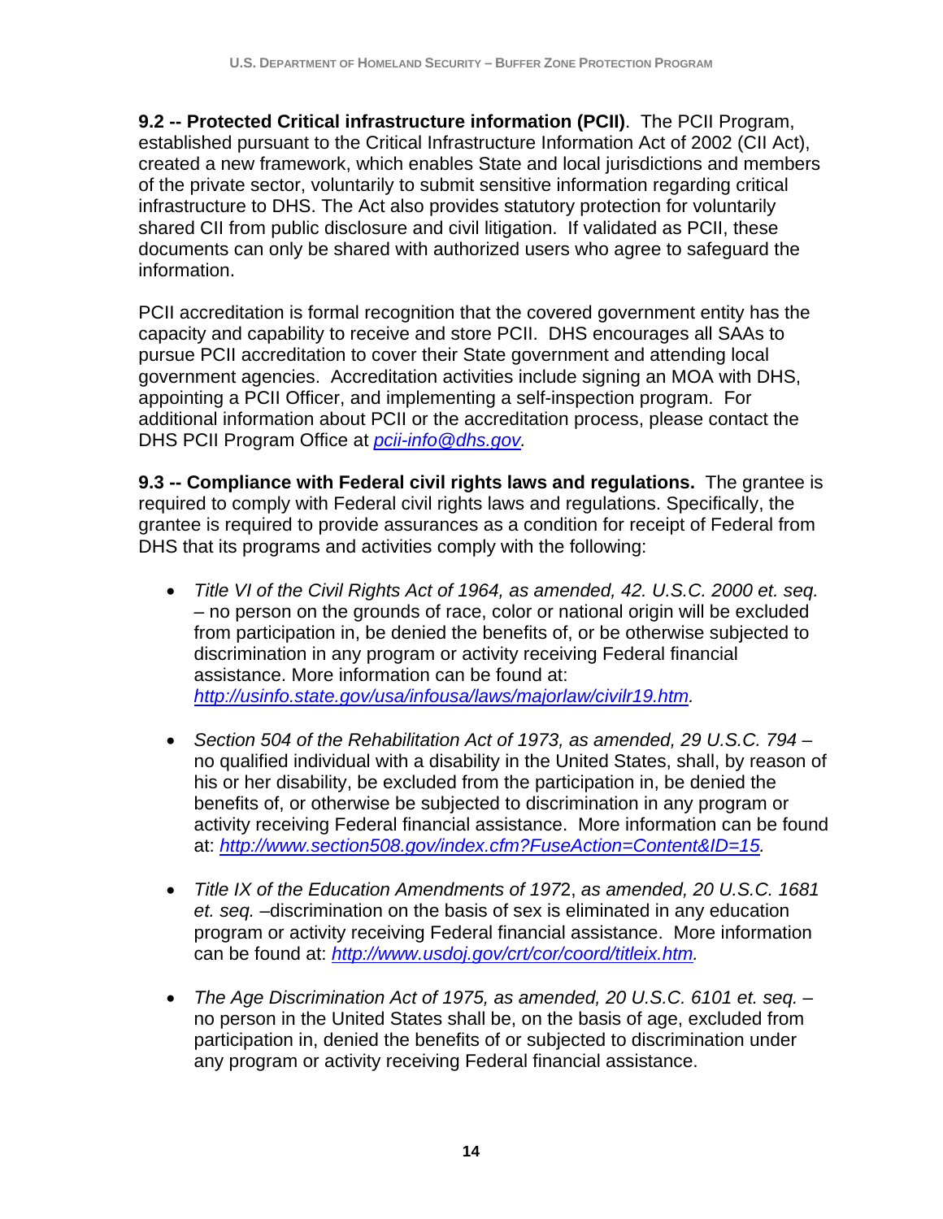**9.2 -- Protected Critical infrastructure information (PCII)**. The PCII Program, established pursuant to the Critical Infrastructure Information Act of 2002 (CII Act), created a new framework, which enables State and local jurisdictions and members of the private sector, voluntarily to submit sensitive information regarding critical infrastructure to DHS. The Act also provides statutory protection for voluntarily shared CII from public disclosure and civil litigation. If validated as PCII, these documents can only be shared with authorized users who agree to safeguard the information.

PCII accreditation is formal recognition that the covered government entity has the capacity and capability to receive and store PCII. DHS encourages all SAAs to pursue PCII accreditation to cover their State government and attending local government agencies. Accreditation activities include signing an MOA with DHS, appointing a PCII Officer, and implementing a self-inspection program. For additional information about PCII or the accreditation process, please contact the DHS PCII Program Office at *pcii-info@dhs.gov*.

**9.3 -- Compliance with Federal civil rights laws and regulations.** The grantee is required to comply with Federal civil rights laws and regulations. Specifically, the grantee is required to provide assurances as a condition for receipt of Federal from DHS that its programs and activities comply with the following:

- *Title VI of the Civil Rights Act of 1964, as amended, 42. U.S.C. 2000 et. seq.* – no person on the grounds of race, color or national origin will be excluded from participation in, be denied the benefits of, or be otherwise subjected to discrimination in any program or activity receiving Federal financial assistance. More information can be found at: *http://usinfo.state.gov/usa/infousa/laws/majorlaw/civilr19.htm*.

- *Section 504 of the Rehabilitation Act of 1973, as amended, 29 U.S.C. 794* – no qualified individual with a disability in the United States, shall, by reason of his or her disability, be excluded from the participation in, be denied the benefits of, or otherwise be subjected to discrimination in any program or activity receiving Federal financial assistance. More information can be found at: *http://www.section508.gov/index.cfm?FuseAction=Content&ID=15*.

- *Title IX of the Education Amendments of 1972, as amended, 20 U.S.C. 1681 et. seq.* –discrimination on the basis of sex is eliminated in any education program or activity receiving Federal financial assistance. More information can be found at: *http://www.usdoj.gov/crt/cor/coord/titleix.htm*.

- *The Age Discrimination Act of 1975, as amended, 20 U.S.C. 6101 et. seq.* – no person in the United States shall be, on the basis of age, excluded from participation in, denied the benefits of or subjected to discrimination under any program or activity receiving Federal financial assistance.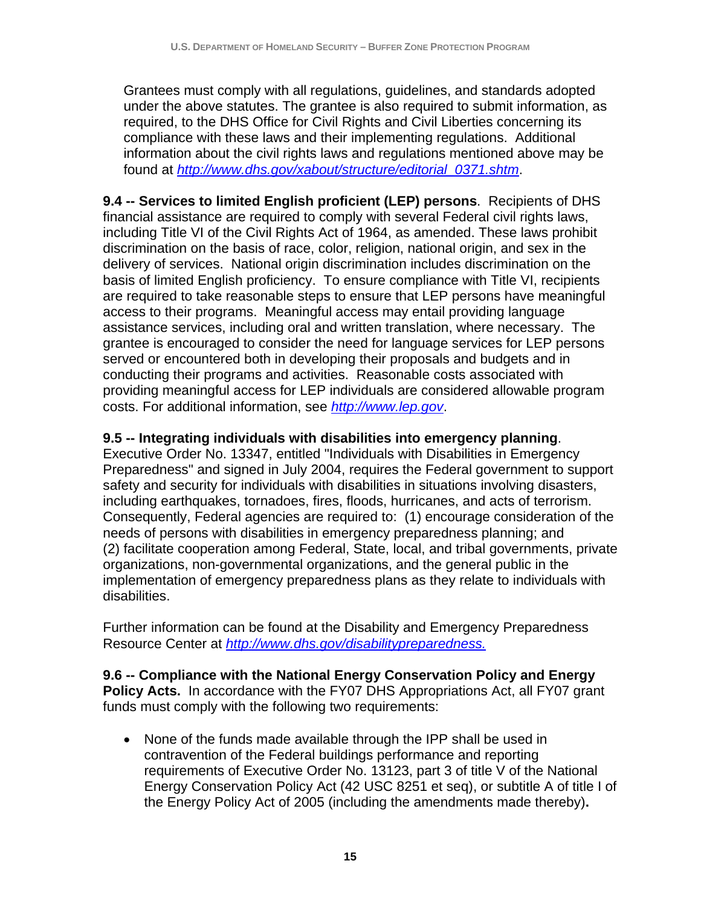Grantees must comply with all regulations, guidelines, and standards adopted under the above statutes. The grantee is also required to submit information, as required, to the DHS Office for Civil Rights and Civil Liberties concerning its compliance with these laws and their implementing regulations. Additional information about the civil rights laws and regulations mentioned above may be found at *http://www.dhs.gov/xabout/structure/editorial_0371.shtm*.

**9.4 -- Services to limited English proficient (LEP) persons**. Recipients of DHS financial assistance are required to comply with several Federal civil rights laws, including Title VI of the Civil Rights Act of 1964, as amended. These laws prohibit discrimination on the basis of race, color, religion, national origin, and sex in the delivery of services. National origin discrimination includes discrimination on the basis of limited English proficiency. To ensure compliance with Title VI, recipients are required to take reasonable steps to ensure that LEP persons have meaningful access to their programs. Meaningful access may entail providing language assistance services, including oral and written translation, where necessary. The grantee is encouraged to consider the need for language services for LEP persons served or encountered both in developing their proposals and budgets and in conducting their programs and activities. Reasonable costs associated with providing meaningful access for LEP individuals are considered allowable program costs. For additional information, see *http://www.lep.gov*.

**9.5 -- Integrating individuals with disabilities into emergency planning**. Executive Order No. 13347, entitled "Individuals with Disabilities in Emergency Preparedness" and signed in July 2004, requires the Federal government to support safety and security for individuals with disabilities in situations involving disasters, including earthquakes, tornadoes, fires, floods, hurricanes, and acts of terrorism. Consequently, Federal agencies are required to: (1) encourage consideration of the needs of persons with disabilities in emergency preparedness planning; and (2) facilitate cooperation among Federal, State, local, and tribal governments, private organizations, non-governmental organizations, and the general public in the implementation of emergency preparedness plans as they relate to individuals with disabilities.

Further information can be found at the Disability and Emergency Preparedness Resource Center at *http://www.dhs.gov/disabilitypreparedness.*

**9.6 -- Compliance with the National Energy Conservation Policy and Energy Policy Acts.** In accordance with the FY07 DHS Appropriations Act, all FY07 grant funds must comply with the following two requirements:

- None of the funds made available through the IPP shall be used in contravention of the Federal buildings performance and reporting requirements of Executive Order No. 13123, part 3 of title V of the National Energy Conservation Policy Act (42 USC 8251 et seq), or subtitle A of title I of the Energy Policy Act of 2005 (including the amendments made thereby)**.**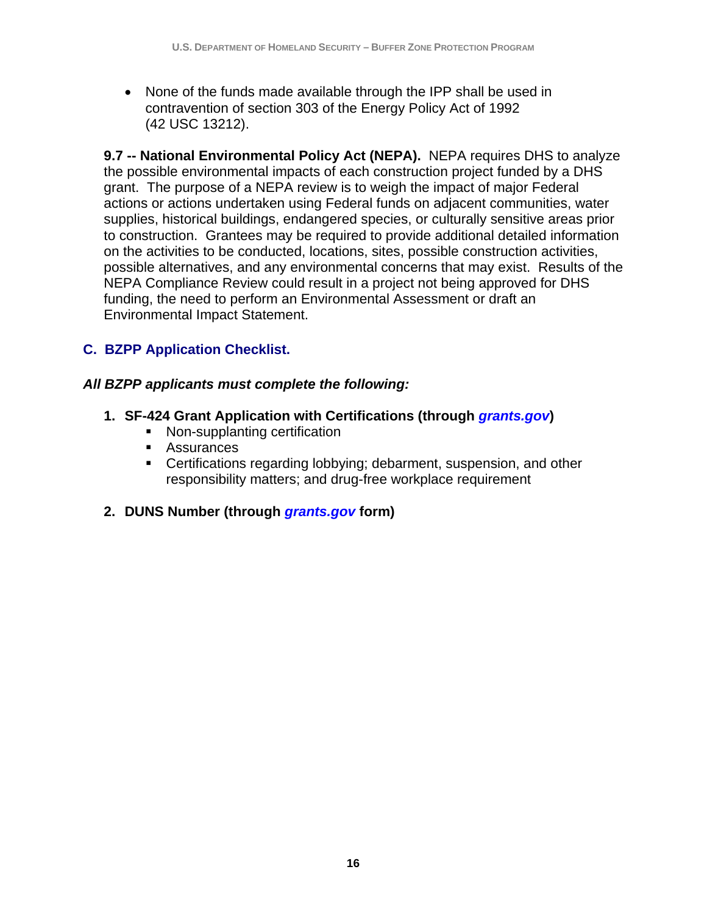- None of the funds made available through the IPP shall be used in contravention of section 303 of the Energy Policy Act of 1992 (42 USC 13212).

**9.7 -- National Environmental Policy Act (NEPA).** NEPA requires DHS to analyze the possible environmental impacts of each construction project funded by a DHS grant. The purpose of a NEPA review is to weigh the impact of major Federal actions or actions undertaken using Federal funds on adjacent communities, water supplies, historical buildings, endangered species, or culturally sensitive areas prior to construction. Grantees may be required to provide additional detailed information on the activities to be conducted, locations, sites, possible construction activities, possible alternatives, and any environmental concerns that may exist. Results of the NEPA Compliance Review could result in a project not being approved for DHS funding, the need to perform an Environmental Assessment or draft an Environmental Impact Statement.

## C. BZPP Application Checklist.

***All BZPP applicants must complete the following:***

1. **SF-424 Grant Application with Certifications (through *grants.gov*)**
   - Non-supplanting certification
   - Assurances
   - Certifications regarding lobbying; debarment, suspension, and other responsibility matters; and drug-free workplace requirement

2. **DUNS Number (through *grants.gov* form)**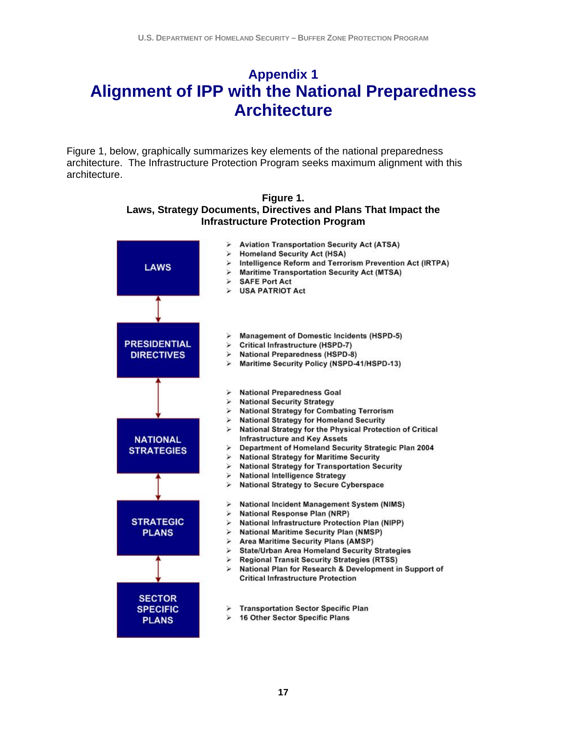# Appendix 1
# Alignment of IPP with the National Preparedness Architecture

Figure 1, below, graphically summarizes key elements of the national preparedness architecture. The Infrastructure Protection Program seeks maximum alignment with this architecture.

**Figure 1.**
**Laws, Strategy Documents, Directives and Plans That Impact the Infrastructure Protection Program**

**LAWS**

- Aviation Transportation Security Act (ATSA)
- Homeland Security Act (HSA)
- Intelligence Reform and Terrorism Prevention Act (IRTPA)
- Maritime Transportation Security Act (MTSA)
- SAFE Port Act
- USA PATRIOT Act

**PRESIDENTIAL DIRECTIVES**

- Management of Domestic Incidents (HSPD-5)
- Critical Infrastructure (HSPD-7)
- National Preparedness (HSPD-8)
- Maritime Security Policy (NSPD-41/HSPD-13)

**NATIONAL STRATEGIES**

- National Preparedness Goal
- National Security Strategy
- National Strategy for Combating Terrorism
- National Strategy for Homeland Security
- National Strategy for the Physical Protection of Critical Infrastructure and Key Assets
- Department of Homeland Security Strategic Plan 2004
- National Strategy for Maritime Security
- National Strategy for Transportation Security
- National Intelligence Strategy
- National Strategy to Secure Cyberspace

**STRATEGIC PLANS**

- National Incident Management System (NIMS)
- National Response Plan (NRP)
- National Infrastructure Protection Plan (NIPP)
- National Maritime Security Plan (NMSP)
- Area Maritime Security Plans (AMSP)
- State/Urban Area Homeland Security Strategies
- Regional Transit Security Strategies (RTSS)
- National Plan for Research & Development in Support of Critical Infrastructure Protection

**SECTOR SPECIFIC PLANS**

- Transportation Sector Specific Plan
- 16 Other Sector Specific Plans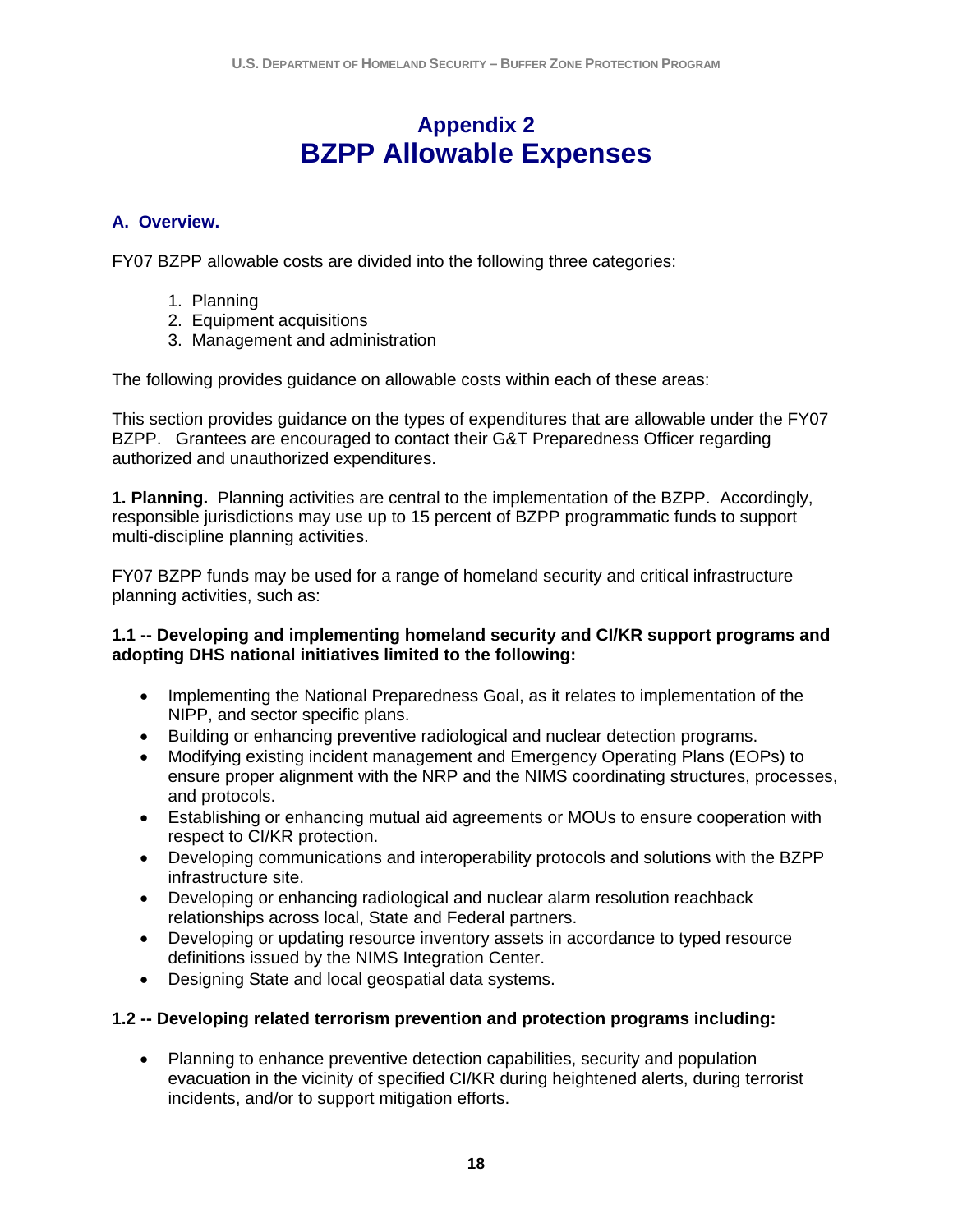# Appendix 2
# BZPP Allowable Expenses

### A. Overview.

FY07 BZPP allowable costs are divided into the following three categories:

1. Planning
2. Equipment acquisitions
3. Management and administration

The following provides guidance on allowable costs within each of these areas:

This section provides guidance on the types of expenditures that are allowable under the FY07 BZPP. Grantees are encouraged to contact their G&T Preparedness Officer regarding authorized and unauthorized expenditures.

**1. Planning.** Planning activities are central to the implementation of the BZPP. Accordingly, responsible jurisdictions may use up to 15 percent of BZPP programmatic funds to support multi-discipline planning activities.

FY07 BZPP funds may be used for a range of homeland security and critical infrastructure planning activities, such as:

**1.1 -- Developing and implementing homeland security and CI/KR support programs and adopting DHS national initiatives limited to the following:**

- Implementing the National Preparedness Goal, as it relates to implementation of the NIPP, and sector specific plans.
- Building or enhancing preventive radiological and nuclear detection programs.
- Modifying existing incident management and Emergency Operating Plans (EOPs) to ensure proper alignment with the NRP and the NIMS coordinating structures, processes, and protocols.
- Establishing or enhancing mutual aid agreements or MOUs to ensure cooperation with respect to CI/KR protection.
- Developing communications and interoperability protocols and solutions with the BZPP infrastructure site.
- Developing or enhancing radiological and nuclear alarm resolution reachback relationships across local, State and Federal partners.
- Developing or updating resource inventory assets in accordance to typed resource definitions issued by the NIMS Integration Center.
- Designing State and local geospatial data systems.

**1.2 -- Developing related terrorism prevention and protection programs including:**

- Planning to enhance preventive detection capabilities, security and population evacuation in the vicinity of specified CI/KR during heightened alerts, during terrorist incidents, and/or to support mitigation efforts.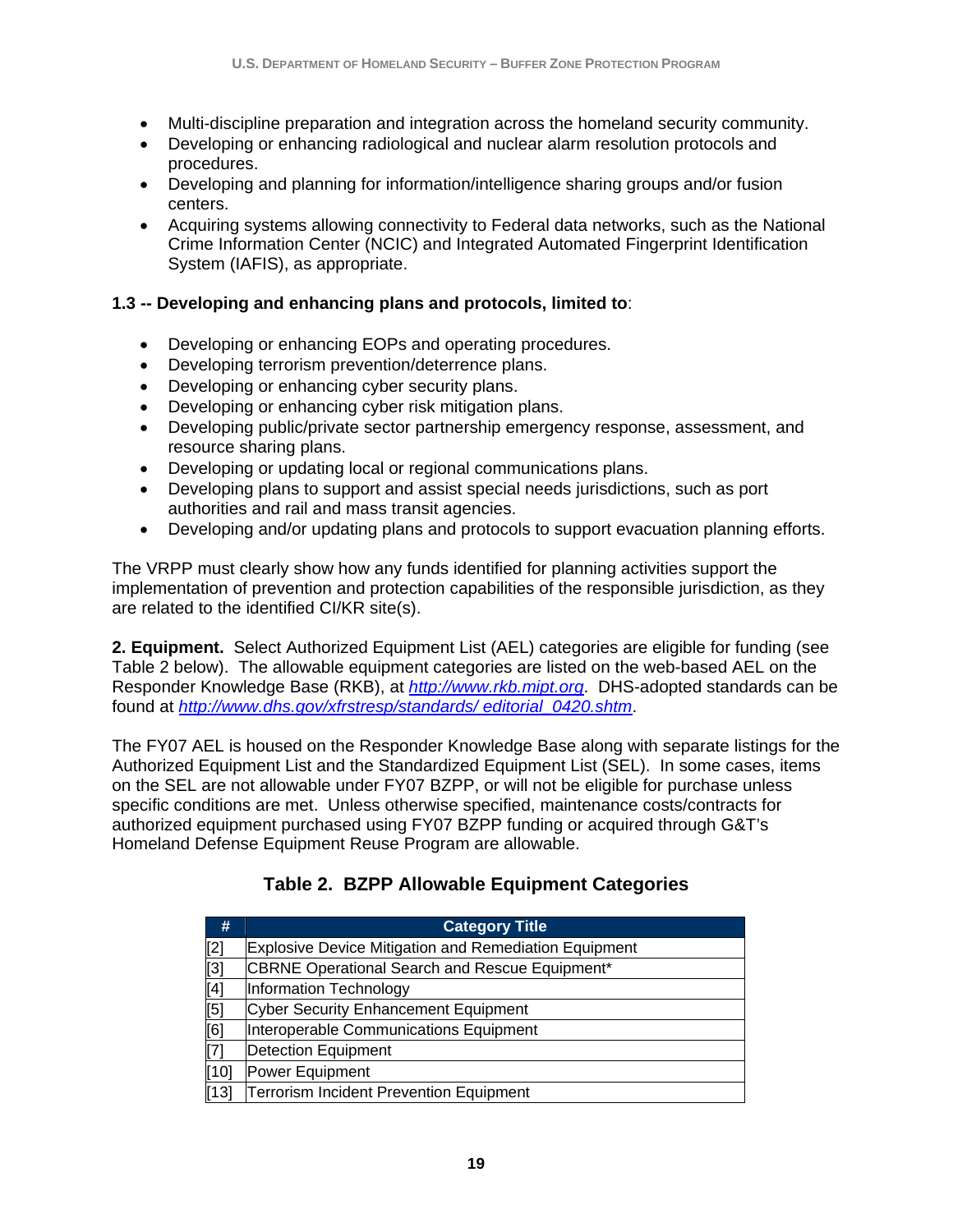- Multi-discipline preparation and integration across the homeland security community.
- Developing or enhancing radiological and nuclear alarm resolution protocols and procedures.
- Developing and planning for information/intelligence sharing groups and/or fusion centers.
- Acquiring systems allowing connectivity to Federal data networks, such as the National Crime Information Center (NCIC) and Integrated Automated Fingerprint Identification System (IAFIS), as appropriate.

**1.3 -- Developing and enhancing plans and protocols, limited to**:

- Developing or enhancing EOPs and operating procedures.
- Developing terrorism prevention/deterrence plans.
- Developing or enhancing cyber security plans.
- Developing or enhancing cyber risk mitigation plans.
- Developing public/private sector partnership emergency response, assessment, and resource sharing plans.
- Developing or updating local or regional communications plans.
- Developing plans to support and assist special needs jurisdictions, such as port authorities and rail and mass transit agencies.
- Developing and/or updating plans and protocols to support evacuation planning efforts.

The VRPP must clearly show how any funds identified for planning activities support the implementation of prevention and protection capabilities of the responsible jurisdiction, as they are related to the identified CI/KR site(s).

**2. Equipment.** Select Authorized Equipment List (AEL) categories are eligible for funding (see Table 2 below). The allowable equipment categories are listed on the web-based AEL on the Responder Knowledge Base (RKB), at *http://www.rkb.mipt.org*. DHS-adopted standards can be found at *http://www.dhs.gov/xfrstresp/standards/ editorial_0420.shtm*.

The FY07 AEL is housed on the Responder Knowledge Base along with separate listings for the Authorized Equipment List and the Standardized Equipment List (SEL). In some cases, items on the SEL are not allowable under FY07 BZPP, or will not be eligible for purchase unless specific conditions are met. Unless otherwise specified, maintenance costs/contracts for authorized equipment purchased using FY07 BZPP funding or acquired through G&T's Homeland Defense Equipment Reuse Program are allowable.

**Table 2. BZPP Allowable Equipment Categories**

| # | Category Title |
|---|---|
| [2] | Explosive Device Mitigation and Remediation Equipment |
| [3] | CBRNE Operational Search and Rescue Equipment* |
| [4] | Information Technology |
| [5] | Cyber Security Enhancement Equipment |
| [6] | Interoperable Communications Equipment |
| [7] | Detection Equipment |
| [10] | Power Equipment |
| [13] | Terrorism Incident Prevention Equipment |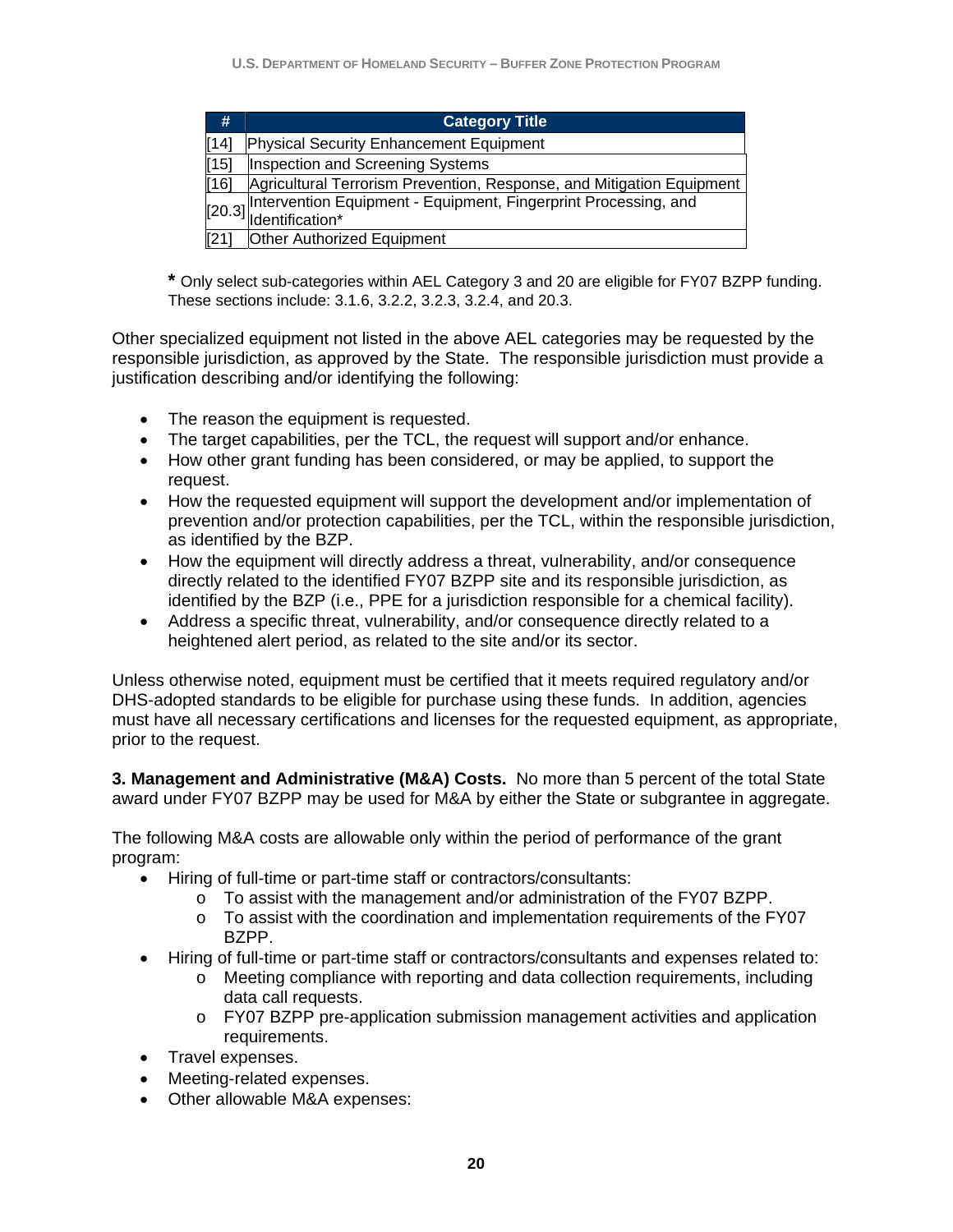| # | Category Title |
| --- | --- |
| [14] | Physical Security Enhancement Equipment |
| [15] | Inspection and Screening Systems |
| [16] | Agricultural Terrorism Prevention, Response, and Mitigation Equipment |
| [20.3] | Intervention Equipment - Equipment, Fingerprint Processing, and Identification* |
| [21] | Other Authorized Equipment |

**\*** Only select sub-categories within AEL Category 3 and 20 are eligible for FY07 BZPP funding. These sections include: 3.1.6, 3.2.2, 3.2.3, 3.2.4, and 20.3.

Other specialized equipment not listed in the above AEL categories may be requested by the responsible jurisdiction, as approved by the State. The responsible jurisdiction must provide a justification describing and/or identifying the following:

- The reason the equipment is requested.
- The target capabilities, per the TCL, the request will support and/or enhance.
- How other grant funding has been considered, or may be applied, to support the request.
- How the requested equipment will support the development and/or implementation of prevention and/or protection capabilities, per the TCL, within the responsible jurisdiction, as identified by the BZP.
- How the equipment will directly address a threat, vulnerability, and/or consequence directly related to the identified FY07 BZPP site and its responsible jurisdiction, as identified by the BZP (i.e., PPE for a jurisdiction responsible for a chemical facility).
- Address a specific threat, vulnerability, and/or consequence directly related to a heightened alert period, as related to the site and/or its sector.

Unless otherwise noted, equipment must be certified that it meets required regulatory and/or DHS-adopted standards to be eligible for purchase using these funds. In addition, agencies must have all necessary certifications and licenses for the requested equipment, as appropriate, prior to the request.

**3. Management and Administrative (M&A) Costs.** No more than 5 percent of the total State award under FY07 BZPP may be used for M&A by either the State or subgrantee in aggregate.

The following M&A costs are allowable only within the period of performance of the grant program:

- Hiring of full-time or part-time staff or contractors/consultants:
  - To assist with the management and/or administration of the FY07 BZPP.
  - To assist with the coordination and implementation requirements of the FY07 BZPP.
- Hiring of full-time or part-time staff or contractors/consultants and expenses related to:
  - Meeting compliance with reporting and data collection requirements, including data call requests.
  - FY07 BZPP pre-application submission management activities and application requirements.
- Travel expenses.
- Meeting-related expenses.
- Other allowable M&A expenses: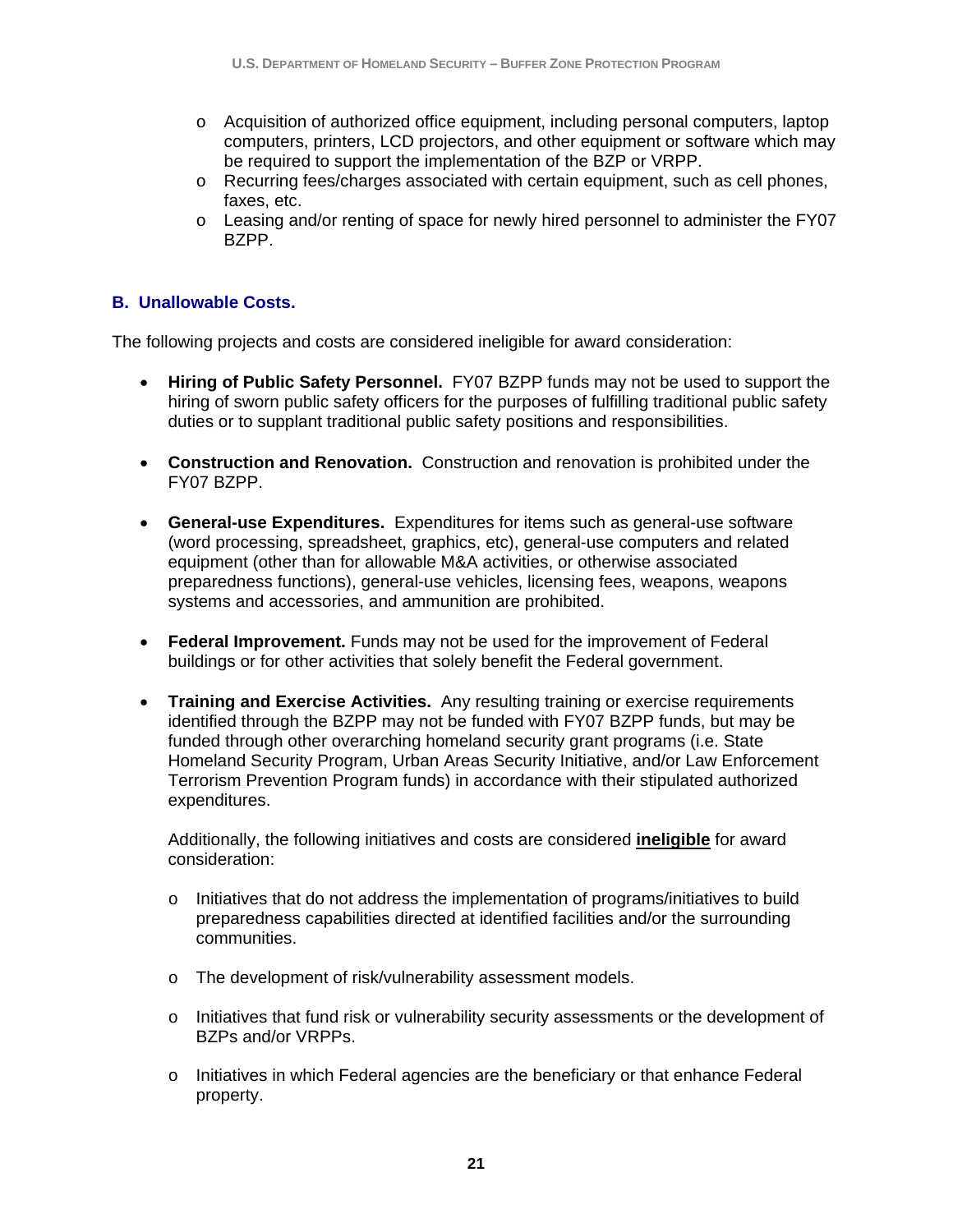- Acquisition of authorized office equipment, including personal computers, laptop computers, printers, LCD projectors, and other equipment or software which may be required to support the implementation of the BZP or VRPP.
- Recurring fees/charges associated with certain equipment, such as cell phones, faxes, etc.
- Leasing and/or renting of space for newly hired personnel to administer the FY07 BZPP.

### B. Unallowable Costs.

The following projects and costs are considered ineligible for award consideration:

- **Hiring of Public Safety Personnel.** FY07 BZPP funds may not be used to support the hiring of sworn public safety officers for the purposes of fulfilling traditional public safety duties or to supplant traditional public safety positions and responsibilities.

- **Construction and Renovation.** Construction and renovation is prohibited under the FY07 BZPP.

- **General-use Expenditures.** Expenditures for items such as general-use software (word processing, spreadsheet, graphics, etc), general-use computers and related equipment (other than for allowable M&A activities, or otherwise associated preparedness functions), general-use vehicles, licensing fees, weapons, weapons systems and accessories, and ammunition are prohibited.

- **Federal Improvement.** Funds may not be used for the improvement of Federal buildings or for other activities that solely benefit the Federal government.

- **Training and Exercise Activities.** Any resulting training or exercise requirements identified through the BZPP may not be funded with FY07 BZPP funds, but may be funded through other overarching homeland security grant programs (i.e. State Homeland Security Program, Urban Areas Security Initiative, and/or Law Enforcement Terrorism Prevention Program funds) in accordance with their stipulated authorized expenditures.

  Additionally, the following initiatives and costs are considered **ineligible** for award consideration:

  - Initiatives that do not address the implementation of programs/initiatives to build preparedness capabilities directed at identified facilities and/or the surrounding communities.

  - The development of risk/vulnerability assessment models.

  - Initiatives that fund risk or vulnerability security assessments or the development of BZPs and/or VRPPs.

  - Initiatives in which Federal agencies are the beneficiary or that enhance Federal property.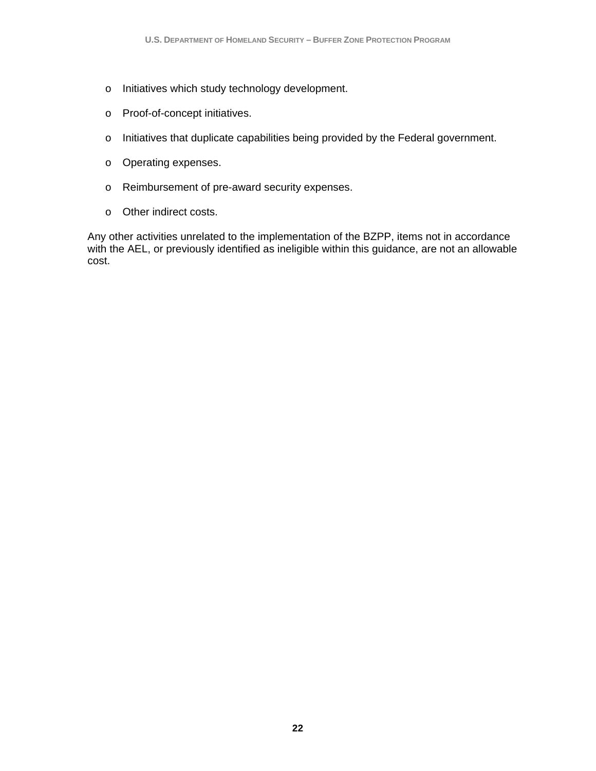- Initiatives which study technology development.
- Proof-of-concept initiatives.
- Initiatives that duplicate capabilities being provided by the Federal government.
- Operating expenses.
- Reimbursement of pre-award security expenses.
- Other indirect costs.

Any other activities unrelated to the implementation of the BZPP, items not in accordance with the AEL, or previously identified as ineligible within this guidance, are not an allowable cost.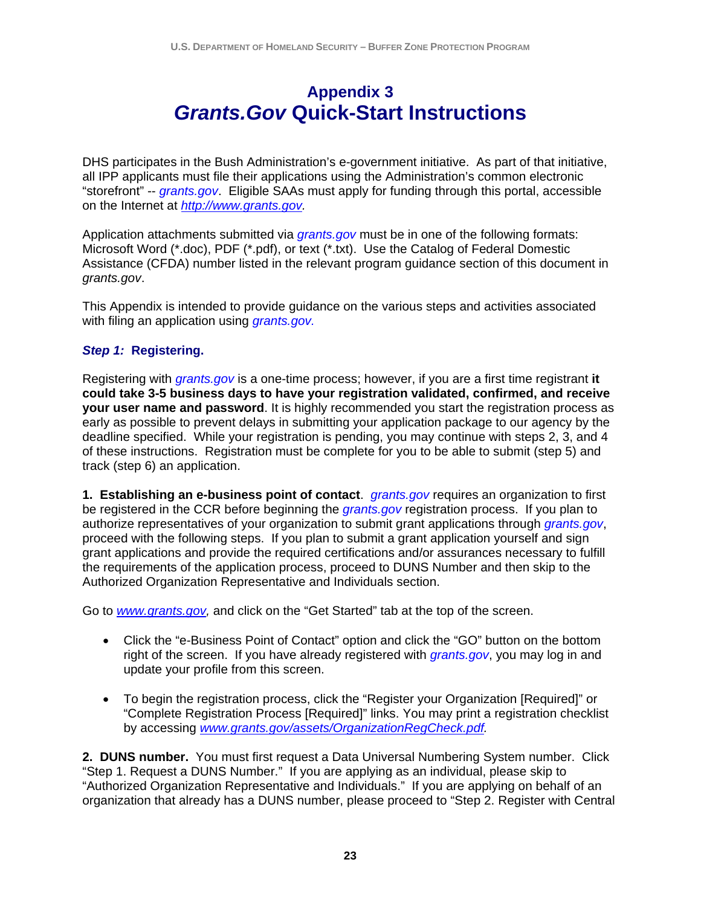# Appendix 3
# *Grants.Gov* Quick-Start Instructions

DHS participates in the Bush Administration's e-government initiative. As part of that initiative, all IPP applicants must file their applications using the Administration's common electronic "storefront" -- *grants.gov*. Eligible SAAs must apply for funding through this portal, accessible on the Internet at *http://www.grants.gov.*

Application attachments submitted via *grants.gov* must be in one of the following formats: Microsoft Word (*.doc), PDF (*.pdf), or text (*.txt). Use the Catalog of Federal Domestic Assistance (CFDA) number listed in the relevant program guidance section of this document in *grants.gov*.

This Appendix is intended to provide guidance on the various steps and activities associated with filing an application using *grants.gov.*

### *Step 1:* Registering.

Registering with *grants.gov* is a one-time process; however, if you are a first time registrant **it could take 3-5 business days to have your registration validated, confirmed, and receive your user name and password**. It is highly recommended you start the registration process as early as possible to prevent delays in submitting your application package to our agency by the deadline specified. While your registration is pending, you may continue with steps 2, 3, and 4 of these instructions. Registration must be complete for you to be able to submit (step 5) and track (step 6) an application.

**1. Establishing an e-business point of contact**. *grants.gov* requires an organization to first be registered in the CCR before beginning the *grants.gov* registration process. If you plan to authorize representatives of your organization to submit grant applications through *grants.gov*, proceed with the following steps. If you plan to submit a grant application yourself and sign grant applications and provide the required certifications and/or assurances necessary to fulfill the requirements of the application process, proceed to DUNS Number and then skip to the Authorized Organization Representative and Individuals section.

Go to *www.grants.gov,* and click on the "Get Started" tab at the top of the screen.

- Click the "e-Business Point of Contact" option and click the "GO" button on the bottom right of the screen. If you have already registered with *grants.gov*, you may log in and update your profile from this screen.
- To begin the registration process, click the "Register your Organization [Required]" or "Complete Registration Process [Required]" links. You may print a registration checklist by accessing *www.grants.gov/assets/OrganizationRegCheck.pdf.*

**2. DUNS number.** You must first request a Data Universal Numbering System number. Click "Step 1. Request a DUNS Number." If you are applying as an individual, please skip to "Authorized Organization Representative and Individuals." If you are applying on behalf of an organization that already has a DUNS number, please proceed to "Step 2. Register with Central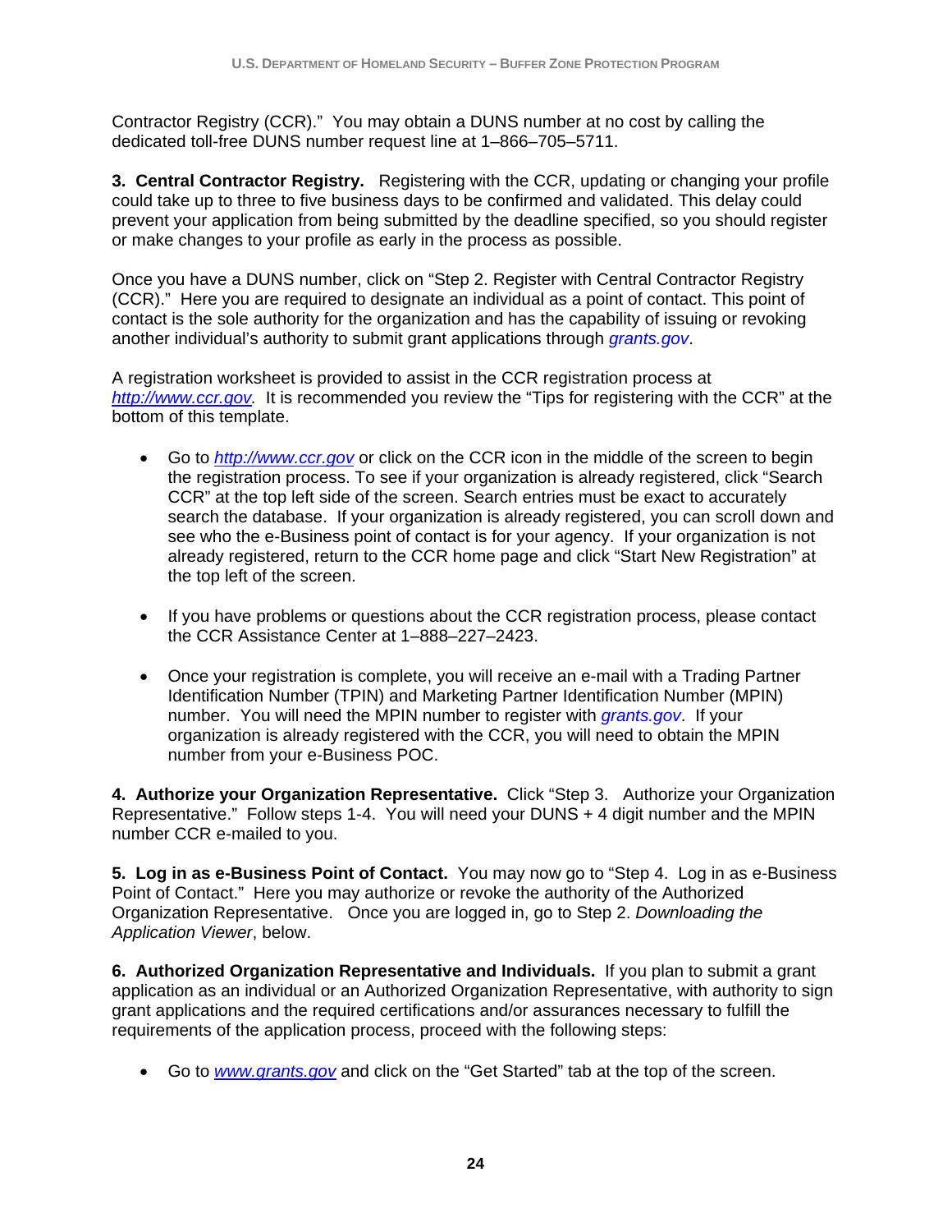Contractor Registry (CCR)." You may obtain a DUNS number at no cost by calling the dedicated toll-free DUNS number request line at 1–866–705–5711.

**3. Central Contractor Registry.** Registering with the CCR, updating or changing your profile could take up to three to five business days to be confirmed and validated. This delay could prevent your application from being submitted by the deadline specified, so you should register or make changes to your profile as early in the process as possible.

Once you have a DUNS number, click on "Step 2. Register with Central Contractor Registry (CCR)." Here you are required to designate an individual as a point of contact. This point of contact is the sole authority for the organization and has the capability of issuing or revoking another individual's authority to submit grant applications through *grants.gov*.

A registration worksheet is provided to assist in the CCR registration process at *http://www.ccr.gov.* It is recommended you review the "Tips for registering with the CCR" at the bottom of this template.

- Go to *http://www.ccr.gov* or click on the CCR icon in the middle of the screen to begin the registration process. To see if your organization is already registered, click "Search CCR" at the top left side of the screen. Search entries must be exact to accurately search the database. If your organization is already registered, you can scroll down and see who the e-Business point of contact is for your agency. If your organization is not already registered, return to the CCR home page and click "Start New Registration" at the top left of the screen.

- If you have problems or questions about the CCR registration process, please contact the CCR Assistance Center at 1–888–227–2423.

- Once your registration is complete, you will receive an e-mail with a Trading Partner Identification Number (TPIN) and Marketing Partner Identification Number (MPIN) number. You will need the MPIN number to register with *grants.gov*. If your organization is already registered with the CCR, you will need to obtain the MPIN number from your e-Business POC.

**4. Authorize your Organization Representative.** Click "Step 3. Authorize your Organization Representative." Follow steps 1-4. You will need your DUNS + 4 digit number and the MPIN number CCR e-mailed to you.

**5. Log in as e-Business Point of Contact.** You may now go to "Step 4. Log in as e-Business Point of Contact." Here you may authorize or revoke the authority of the Authorized Organization Representative. Once you are logged in, go to Step 2. *Downloading the Application Viewer*, below.

**6. Authorized Organization Representative and Individuals.** If you plan to submit a grant application as an individual or an Authorized Organization Representative, with authority to sign grant applications and the required certifications and/or assurances necessary to fulfill the requirements of the application process, proceed with the following steps:

- Go to *www.grants.gov* and click on the "Get Started" tab at the top of the screen.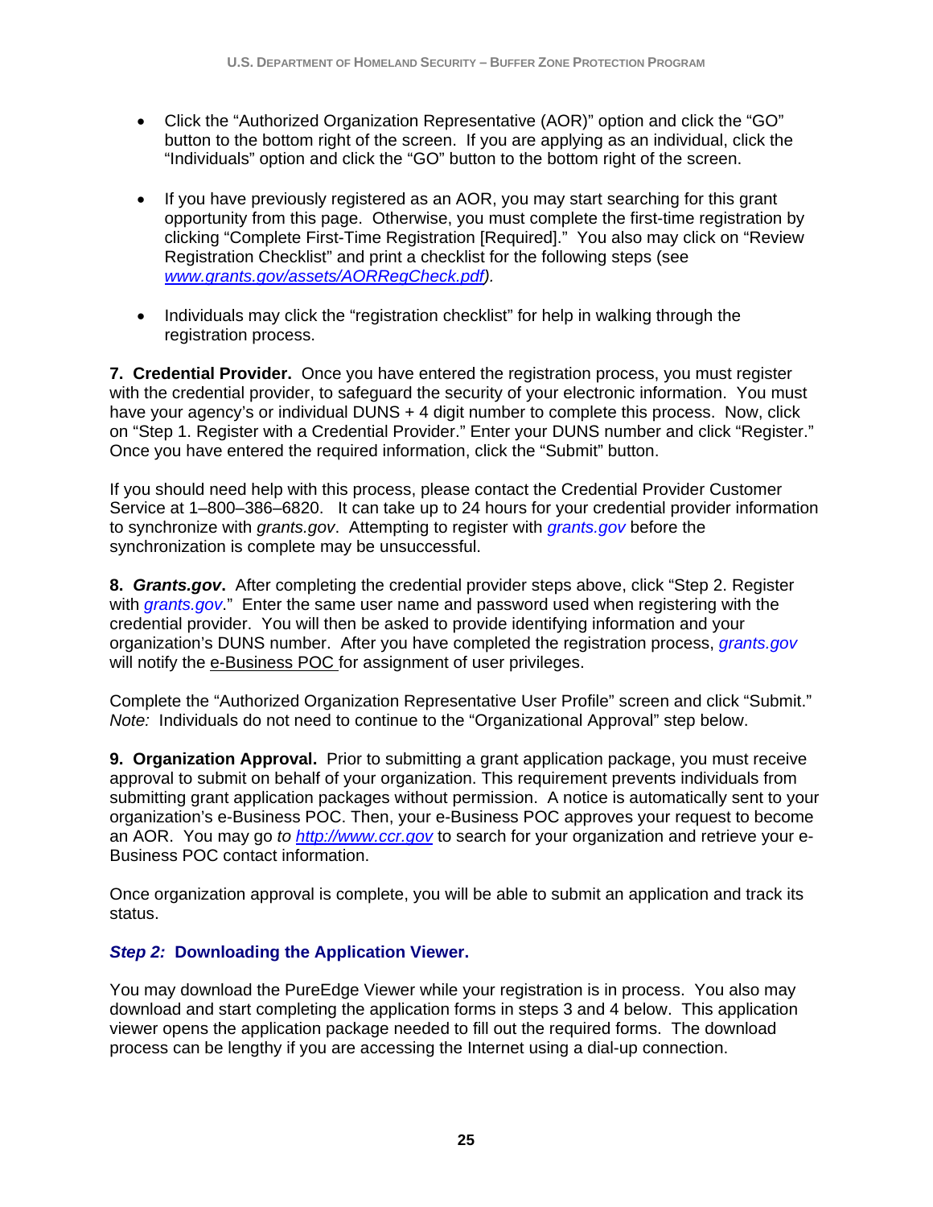- Click the "Authorized Organization Representative (AOR)" option and click the "GO" button to the bottom right of the screen. If you are applying as an individual, click the "Individuals" option and click the "GO" button to the bottom right of the screen.

- If you have previously registered as an AOR, you may start searching for this grant opportunity from this page. Otherwise, you must complete the first-time registration by clicking "Complete First-Time Registration [Required]." You also may click on "Review Registration Checklist" and print a checklist for the following steps (see *www.grants.gov/assets/AORRegCheck.pdf).*

- Individuals may click the "registration checklist" for help in walking through the registration process.

**7. Credential Provider.** Once you have entered the registration process, you must register with the credential provider, to safeguard the security of your electronic information. You must have your agency's or individual DUNS + 4 digit number to complete this process. Now, click on "Step 1. Register with a Credential Provider." Enter your DUNS number and click "Register." Once you have entered the required information, click the "Submit" button.

If you should need help with this process, please contact the Credential Provider Customer Service at 1–800–386–6820. It can take up to 24 hours for your credential provider information to synchronize with *grants.gov*. Attempting to register with *grants.gov* before the synchronization is complete may be unsuccessful.

**8. *Grants.gov*.** After completing the credential provider steps above, click "Step 2. Register with *grants.gov*." Enter the same user name and password used when registering with the credential provider. You will then be asked to provide identifying information and your organization's DUNS number. After you have completed the registration process, *grants.gov* will notify the e-Business POC for assignment of user privileges.

Complete the "Authorized Organization Representative User Profile" screen and click "Submit." *Note:* Individuals do not need to continue to the "Organizational Approval" step below.

**9. Organization Approval.** Prior to submitting a grant application package, you must receive approval to submit on behalf of your organization. This requirement prevents individuals from submitting grant application packages without permission. A notice is automatically sent to your organization's e-Business POC. Then, your e-Business POC approves your request to become an AOR. You may go *to* http://www.ccr.gov to search for your organization and retrieve your e-Business POC contact information.

Once organization approval is complete, you will be able to submit an application and track its status.

### *Step 2:* Downloading the Application Viewer.

You may download the PureEdge Viewer while your registration is in process. You also may download and start completing the application forms in steps 3 and 4 below. This application viewer opens the application package needed to fill out the required forms. The download process can be lengthy if you are accessing the Internet using a dial-up connection.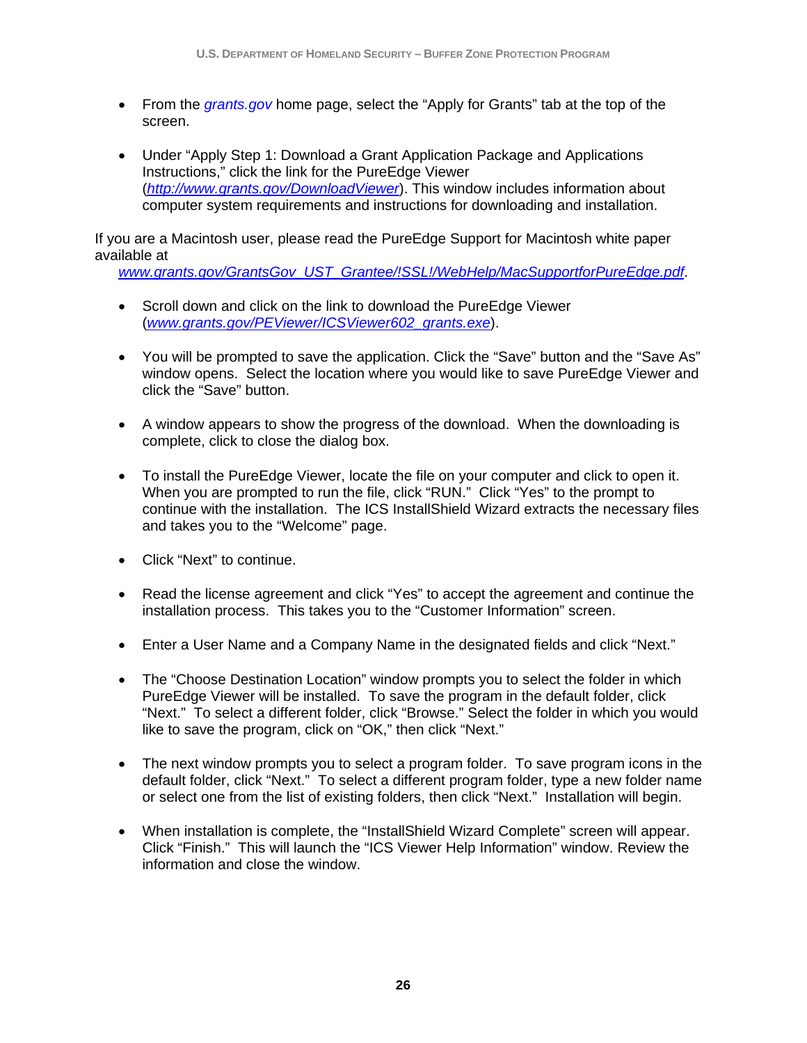- From the *grants.gov* home page, select the "Apply for Grants" tab at the top of the screen.

- Under "Apply Step 1: Download a Grant Application Package and Applications Instructions," click the link for the PureEdge Viewer (*http://www.grants.gov/DownloadViewer*). This window includes information about computer system requirements and instructions for downloading and installation.

If you are a Macintosh user, please read the PureEdge Support for Macintosh white paper available at *www.grants.gov/GrantsGov_UST_Grantee/!SSL!/WebHelp/MacSupportforPureEdge.pdf*.

- Scroll down and click on the link to download the PureEdge Viewer (*www.grants.gov/PEViewer/ICSViewer602_grants.exe*).

- You will be prompted to save the application. Click the "Save" button and the "Save As" window opens. Select the location where you would like to save PureEdge Viewer and click the "Save" button.

- A window appears to show the progress of the download. When the downloading is complete, click to close the dialog box.

- To install the PureEdge Viewer, locate the file on your computer and click to open it. When you are prompted to run the file, click "RUN." Click "Yes" to the prompt to continue with the installation. The ICS InstallShield Wizard extracts the necessary files and takes you to the "Welcome" page.

- Click "Next" to continue.

- Read the license agreement and click "Yes" to accept the agreement and continue the installation process. This takes you to the "Customer Information" screen.

- Enter a User Name and a Company Name in the designated fields and click "Next."

- The "Choose Destination Location" window prompts you to select the folder in which PureEdge Viewer will be installed. To save the program in the default folder, click "Next." To select a different folder, click "Browse." Select the folder in which you would like to save the program, click on "OK," then click "Next."

- The next window prompts you to select a program folder. To save program icons in the default folder, click "Next." To select a different program folder, type a new folder name or select one from the list of existing folders, then click "Next." Installation will begin.

- When installation is complete, the "InstallShield Wizard Complete" screen will appear. Click "Finish." This will launch the "ICS Viewer Help Information" window. Review the information and close the window.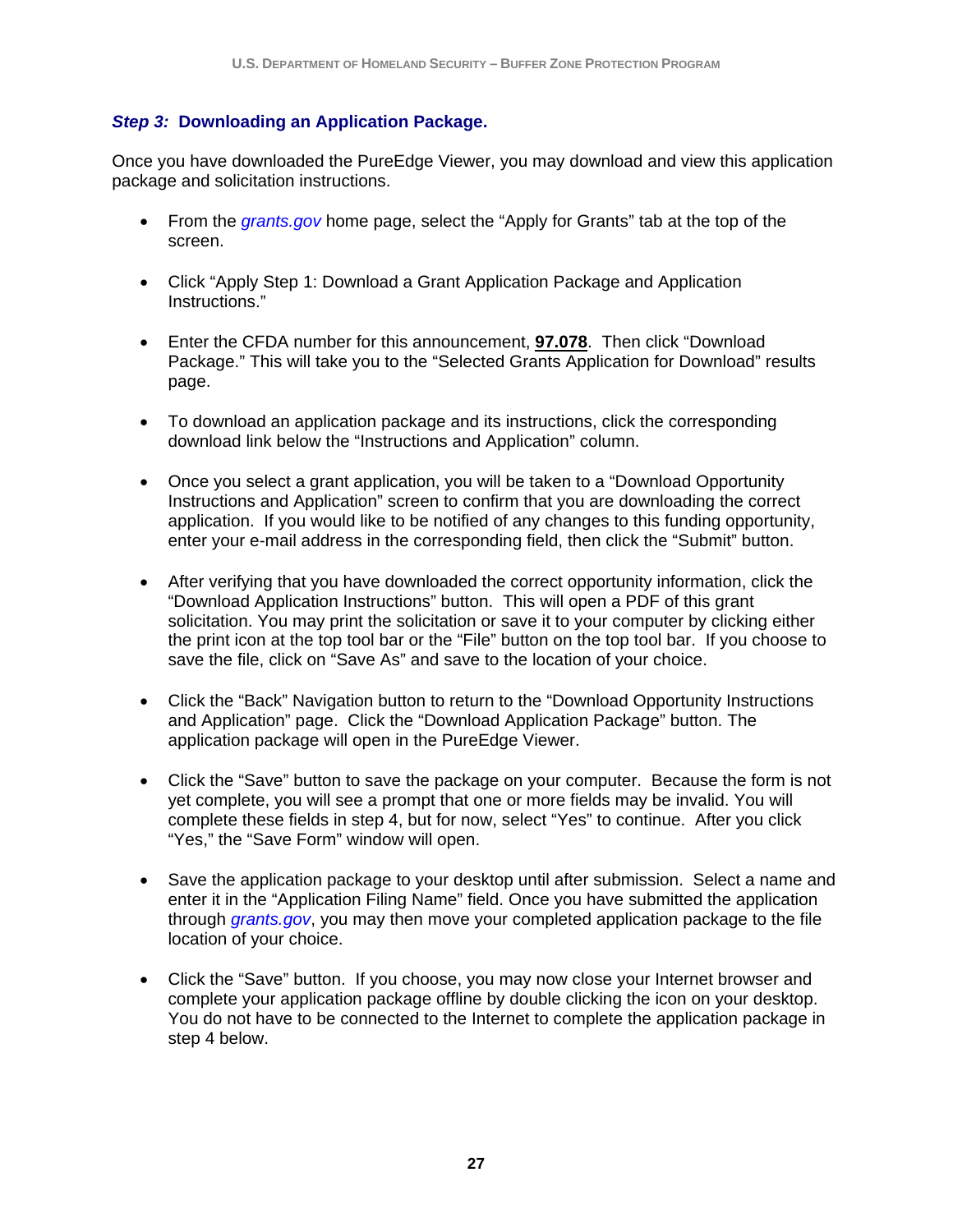### *Step 3:* Downloading an Application Package.

Once you have downloaded the PureEdge Viewer, you may download and view this application package and solicitation instructions.

- From the *grants.gov* home page, select the "Apply for Grants" tab at the top of the screen.

- Click "Apply Step 1: Download a Grant Application Package and Application Instructions."

- Enter the CFDA number for this announcement, **97.078**. Then click "Download Package." This will take you to the "Selected Grants Application for Download" results page.

- To download an application package and its instructions, click the corresponding download link below the "Instructions and Application" column.

- Once you select a grant application, you will be taken to a "Download Opportunity Instructions and Application" screen to confirm that you are downloading the correct application. If you would like to be notified of any changes to this funding opportunity, enter your e-mail address in the corresponding field, then click the "Submit" button.

- After verifying that you have downloaded the correct opportunity information, click the "Download Application Instructions" button. This will open a PDF of this grant solicitation. You may print the solicitation or save it to your computer by clicking either the print icon at the top tool bar or the "File" button on the top tool bar. If you choose to save the file, click on "Save As" and save to the location of your choice.

- Click the "Back" Navigation button to return to the "Download Opportunity Instructions and Application" page. Click the "Download Application Package" button. The application package will open in the PureEdge Viewer.

- Click the "Save" button to save the package on your computer. Because the form is not yet complete, you will see a prompt that one or more fields may be invalid. You will complete these fields in step 4, but for now, select "Yes" to continue. After you click "Yes," the "Save Form" window will open.

- Save the application package to your desktop until after submission. Select a name and enter it in the "Application Filing Name" field. Once you have submitted the application through *grants.gov*, you may then move your completed application package to the file location of your choice.

- Click the "Save" button. If you choose, you may now close your Internet browser and complete your application package offline by double clicking the icon on your desktop. You do not have to be connected to the Internet to complete the application package in step 4 below.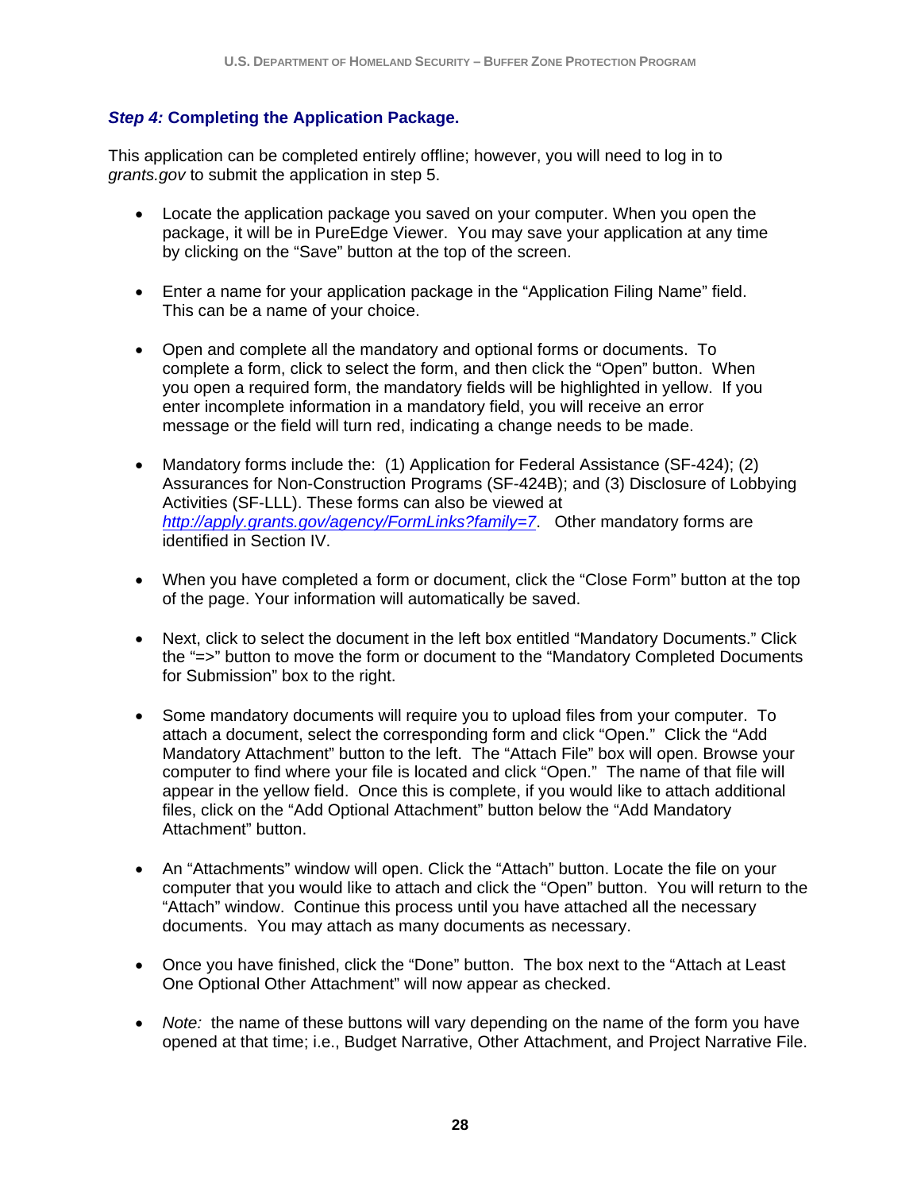### ***Step 4:*** **Completing the Application Package.**

This application can be completed entirely offline; however, you will need to log in to *grants.gov* to submit the application in step 5.

- Locate the application package you saved on your computer. When you open the package, it will be in PureEdge Viewer. You may save your application at any time by clicking on the "Save" button at the top of the screen.

- Enter a name for your application package in the "Application Filing Name" field. This can be a name of your choice.

- Open and complete all the mandatory and optional forms or documents. To complete a form, click to select the form, and then click the "Open" button. When you open a required form, the mandatory fields will be highlighted in yellow. If you enter incomplete information in a mandatory field, you will receive an error message or the field will turn red, indicating a change needs to be made.

- Mandatory forms include the: (1) Application for Federal Assistance (SF-424); (2) Assurances for Non-Construction Programs (SF-424B); and (3) Disclosure of Lobbying Activities (SF-LLL). These forms can also be viewed at *http://apply.grants.gov/agency/FormLinks?family=7*. Other mandatory forms are identified in Section IV.

- When you have completed a form or document, click the "Close Form" button at the top of the page. Your information will automatically be saved.

- Next, click to select the document in the left box entitled "Mandatory Documents." Click the "=>" button to move the form or document to the "Mandatory Completed Documents for Submission" box to the right.

- Some mandatory documents will require you to upload files from your computer. To attach a document, select the corresponding form and click "Open." Click the "Add Mandatory Attachment" button to the left. The "Attach File" box will open. Browse your computer to find where your file is located and click "Open." The name of that file will appear in the yellow field. Once this is complete, if you would like to attach additional files, click on the "Add Optional Attachment" button below the "Add Mandatory Attachment" button.

- An "Attachments" window will open. Click the "Attach" button. Locate the file on your computer that you would like to attach and click the "Open" button. You will return to the "Attach" window. Continue this process until you have attached all the necessary documents. You may attach as many documents as necessary.

- Once you have finished, click the "Done" button. The box next to the "Attach at Least One Optional Other Attachment" will now appear as checked.

- *Note:* the name of these buttons will vary depending on the name of the form you have opened at that time; i.e., Budget Narrative, Other Attachment, and Project Narrative File.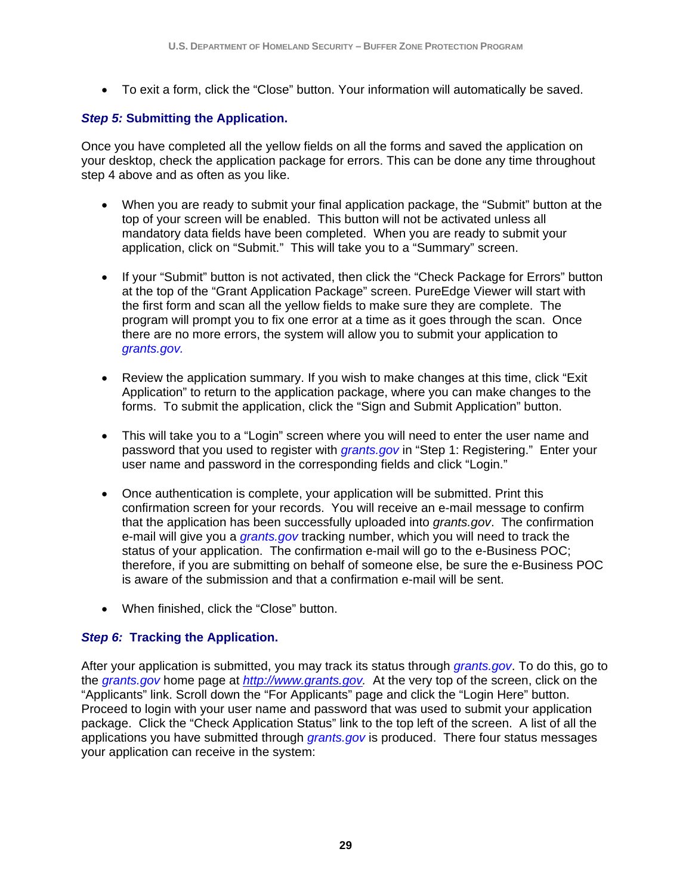- To exit a form, click the "Close" button. Your information will automatically be saved.

### *Step 5:* Submitting the Application.

Once you have completed all the yellow fields on all the forms and saved the application on your desktop, check the application package for errors. This can be done any time throughout step 4 above and as often as you like.

- When you are ready to submit your final application package, the "Submit" button at the top of your screen will be enabled. This button will not be activated unless all mandatory data fields have been completed. When you are ready to submit your application, click on "Submit." This will take you to a "Summary" screen.

- If your "Submit" button is not activated, then click the "Check Package for Errors" button at the top of the "Grant Application Package" screen. PureEdge Viewer will start with the first form and scan all the yellow fields to make sure they are complete. The program will prompt you to fix one error at a time as it goes through the scan. Once there are no more errors, the system will allow you to submit your application to *grants.gov.*

- Review the application summary. If you wish to make changes at this time, click "Exit Application" to return to the application package, where you can make changes to the forms. To submit the application, click the "Sign and Submit Application" button.

- This will take you to a "Login" screen where you will need to enter the user name and password that you used to register with *grants.gov* in "Step 1: Registering." Enter your user name and password in the corresponding fields and click "Login."

- Once authentication is complete, your application will be submitted. Print this confirmation screen for your records. You will receive an e-mail message to confirm that the application has been successfully uploaded into *grants.gov*. The confirmation e-mail will give you a *grants.gov* tracking number, which you will need to track the status of your application. The confirmation e-mail will go to the e-Business POC; therefore, if you are submitting on behalf of someone else, be sure the e-Business POC is aware of the submission and that a confirmation e-mail will be sent.

- When finished, click the "Close" button.

### *Step 6:* Tracking the Application.

After your application is submitted, you may track its status through *grants.gov*. To do this, go to the *grants.gov* home page at *http://www.grants.gov.* At the very top of the screen, click on the "Applicants" link. Scroll down the "For Applicants" page and click the "Login Here" button. Proceed to login with your user name and password that was used to submit your application package. Click the "Check Application Status" link to the top left of the screen. A list of all the applications you have submitted through *grants.gov* is produced. There four status messages your application can receive in the system: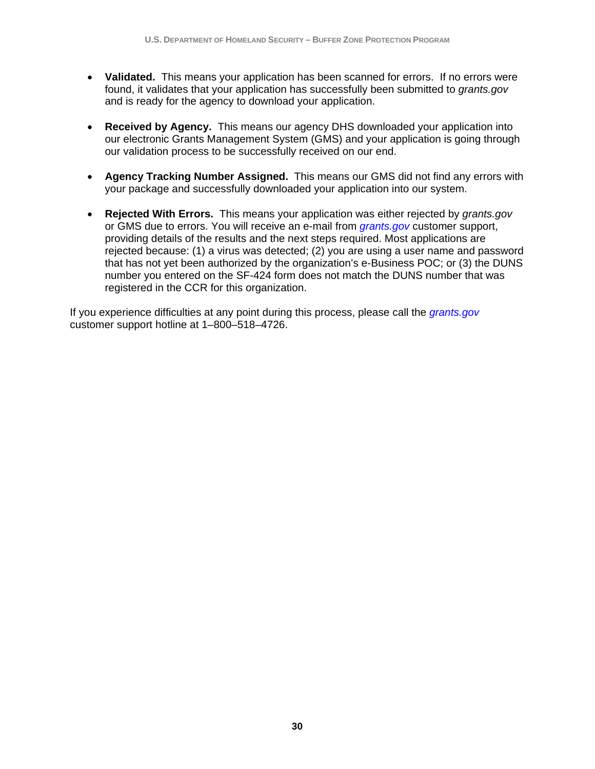- **Validated.** This means your application has been scanned for errors. If no errors were found, it validates that your application has successfully been submitted to *grants.gov* and is ready for the agency to download your application.

- **Received by Agency.** This means our agency DHS downloaded your application into our electronic Grants Management System (GMS) and your application is going through our validation process to be successfully received on our end.

- **Agency Tracking Number Assigned.** This means our GMS did not find any errors with your package and successfully downloaded your application into our system.

- **Rejected With Errors.** This means your application was either rejected by *grants.gov* or GMS due to errors. You will receive an e-mail from *grants.gov* customer support, providing details of the results and the next steps required. Most applications are rejected because: (1) a virus was detected; (2) you are using a user name and password that has not yet been authorized by the organization's e-Business POC; or (3) the DUNS number you entered on the SF-424 form does not match the DUNS number that was registered in the CCR for this organization.

If you experience difficulties at any point during this process, please call the *grants.gov* customer support hotline at 1–800–518–4726.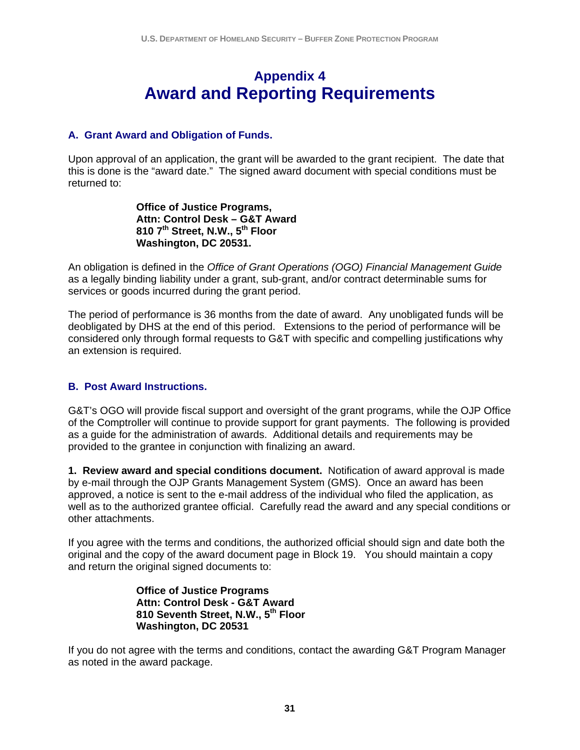# Appendix 4
# Award and Reporting Requirements

## A. Grant Award and Obligation of Funds.

Upon approval of an application, the grant will be awarded to the grant recipient. The date that this is done is the "award date." The signed award document with special conditions must be returned to:

> **Office of Justice Programs,**
> **Attn: Control Desk – G&T Award**
> **810 7th Street, N.W., 5th Floor**
> **Washington, DC 20531.**

An obligation is defined in the *Office of Grant Operations (OGO) Financial Management Guide* as a legally binding liability under a grant, sub-grant, and/or contract determinable sums for services or goods incurred during the grant period.

The period of performance is 36 months from the date of award. Any unobligated funds will be deobligated by DHS at the end of this period. Extensions to the period of performance will be considered only through formal requests to G&T with specific and compelling justifications why an extension is required.

## B. Post Award Instructions.

G&T's OGO will provide fiscal support and oversight of the grant programs, while the OJP Office of the Comptroller will continue to provide support for grant payments. The following is provided as a guide for the administration of awards. Additional details and requirements may be provided to the grantee in conjunction with finalizing an award.

**1. Review award and special conditions document.** Notification of award approval is made by e-mail through the OJP Grants Management System (GMS). Once an award has been approved, a notice is sent to the e-mail address of the individual who filed the application, as well as to the authorized grantee official. Carefully read the award and any special conditions or other attachments.

If you agree with the terms and conditions, the authorized official should sign and date both the original and the copy of the award document page in Block 19. You should maintain a copy and return the original signed documents to:

> **Office of Justice Programs**
> **Attn: Control Desk - G&T Award**
> **810 Seventh Street, N.W., 5th Floor**
> **Washington, DC 20531**

If you do not agree with the terms and conditions, contact the awarding G&T Program Manager as noted in the award package.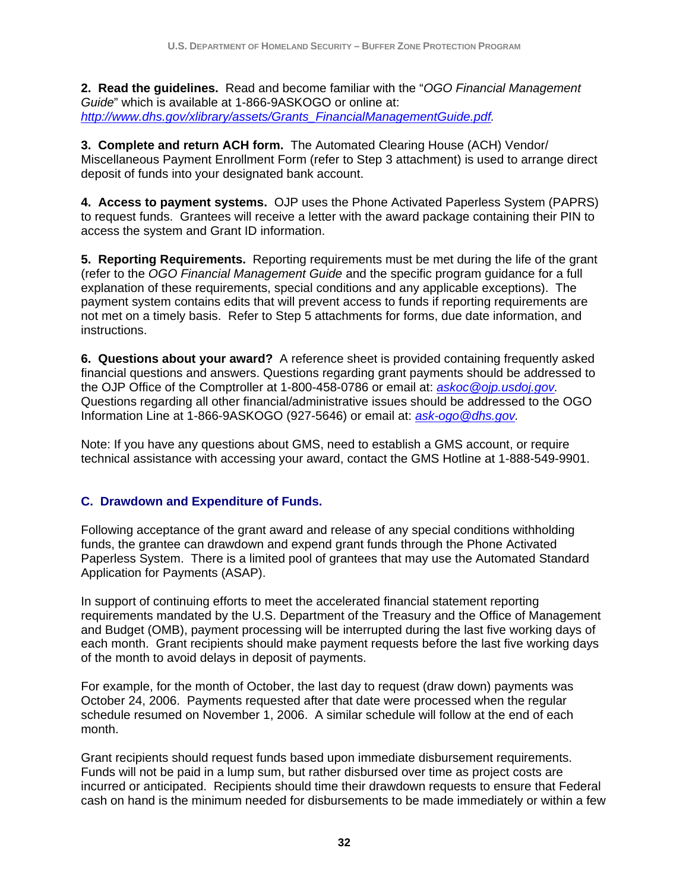**2. Read the guidelines.** Read and become familiar with the "*OGO Financial Management Guide*" which is available at 1-866-9ASKOGO or online at: *http://www.dhs.gov/xlibrary/assets/Grants_FinancialManagementGuide.pdf.*

**3. Complete and return ACH form.** The Automated Clearing House (ACH) Vendor/ Miscellaneous Payment Enrollment Form (refer to Step 3 attachment) is used to arrange direct deposit of funds into your designated bank account.

**4. Access to payment systems.** OJP uses the Phone Activated Paperless System (PAPRS) to request funds. Grantees will receive a letter with the award package containing their PIN to access the system and Grant ID information.

**5. Reporting Requirements.** Reporting requirements must be met during the life of the grant (refer to the *OGO Financial Management Guide* and the specific program guidance for a full explanation of these requirements, special conditions and any applicable exceptions). The payment system contains edits that will prevent access to funds if reporting requirements are not met on a timely basis. Refer to Step 5 attachments for forms, due date information, and instructions.

**6. Questions about your award?** A reference sheet is provided containing frequently asked financial questions and answers. Questions regarding grant payments should be addressed to the OJP Office of the Comptroller at 1-800-458-0786 or email at: *askoc@ojp.usdoj.gov.* Questions regarding all other financial/administrative issues should be addressed to the OGO Information Line at 1-866-9ASKOGO (927-5646) or email at: *ask-ogo@dhs.gov.*

Note: If you have any questions about GMS, need to establish a GMS account, or require technical assistance with accessing your award, contact the GMS Hotline at 1-888-549-9901.

### C. Drawdown and Expenditure of Funds.

Following acceptance of the grant award and release of any special conditions withholding funds, the grantee can drawdown and expend grant funds through the Phone Activated Paperless System. There is a limited pool of grantees that may use the Automated Standard Application for Payments (ASAP).

In support of continuing efforts to meet the accelerated financial statement reporting requirements mandated by the U.S. Department of the Treasury and the Office of Management and Budget (OMB), payment processing will be interrupted during the last five working days of each month. Grant recipients should make payment requests before the last five working days of the month to avoid delays in deposit of payments.

For example, for the month of October, the last day to request (draw down) payments was October 24, 2006. Payments requested after that date were processed when the regular schedule resumed on November 1, 2006. A similar schedule will follow at the end of each month.

Grant recipients should request funds based upon immediate disbursement requirements. Funds will not be paid in a lump sum, but rather disbursed over time as project costs are incurred or anticipated. Recipients should time their drawdown requests to ensure that Federal cash on hand is the minimum needed for disbursements to be made immediately or within a few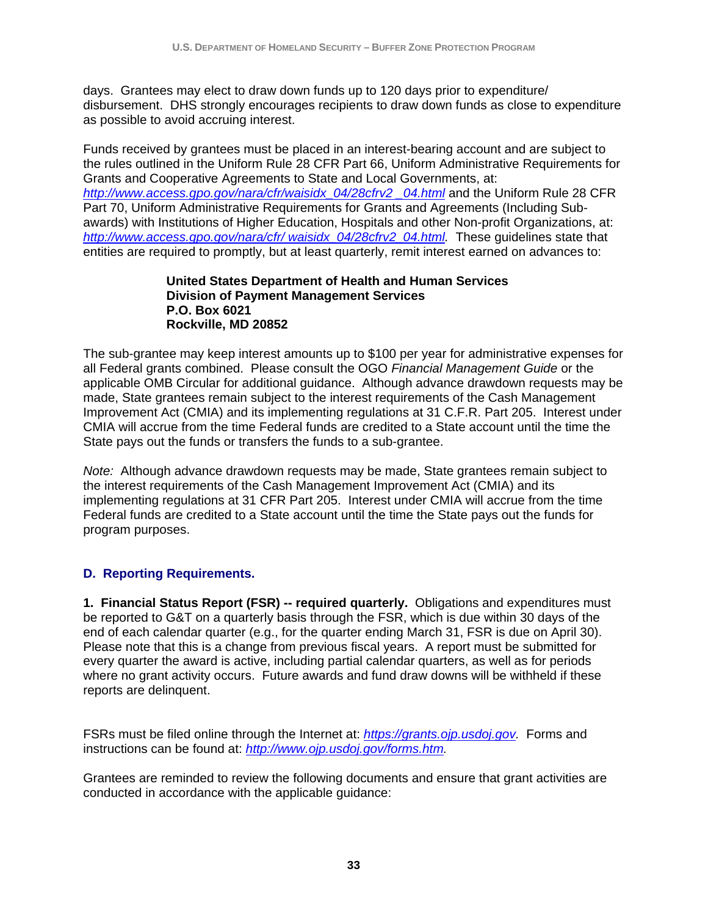days. Grantees may elect to draw down funds up to 120 days prior to expenditure/ disbursement. DHS strongly encourages recipients to draw down funds as close to expenditure as possible to avoid accruing interest.

Funds received by grantees must be placed in an interest-bearing account and are subject to the rules outlined in the Uniform Rule 28 CFR Part 66, Uniform Administrative Requirements for Grants and Cooperative Agreements to State and Local Governments, at: *http://www.access.gpo.gov/nara/cfr/waisidx_04/28cfrv2 _04.html* and the Uniform Rule 28 CFR Part 70, Uniform Administrative Requirements for Grants and Agreements (Including Sub-awards) with Institutions of Higher Education, Hospitals and other Non-profit Organizations, at: *http://www.access.gpo.gov/nara/cfr/ waisidx_04/28cfrv2_04.html*. These guidelines state that entities are required to promptly, but at least quarterly, remit interest earned on advances to:

**United States Department of Health and Human Services**
**Division of Payment Management Services**
**P.O. Box 6021**
**Rockville, MD 20852**

The sub-grantee may keep interest amounts up to $100 per year for administrative expenses for all Federal grants combined. Please consult the OGO *Financial Management Guide* or the applicable OMB Circular for additional guidance. Although advance drawdown requests may be made, State grantees remain subject to the interest requirements of the Cash Management Improvement Act (CMIA) and its implementing regulations at 31 C.F.R. Part 205. Interest under CMIA will accrue from the time Federal funds are credited to a State account until the time the State pays out the funds or transfers the funds to a sub-grantee.

*Note:* Although advance drawdown requests may be made, State grantees remain subject to the interest requirements of the Cash Management Improvement Act (CMIA) and its implementing regulations at 31 CFR Part 205. Interest under CMIA will accrue from the time Federal funds are credited to a State account until the time the State pays out the funds for program purposes.

## D. Reporting Requirements.

**1. Financial Status Report (FSR) -- required quarterly.** Obligations and expenditures must be reported to G&T on a quarterly basis through the FSR, which is due within 30 days of the end of each calendar quarter (e.g., for the quarter ending March 31, FSR is due on April 30). Please note that this is a change from previous fiscal years. A report must be submitted for every quarter the award is active, including partial calendar quarters, as well as for periods where no grant activity occurs. Future awards and fund draw downs will be withheld if these reports are delinquent.

FSRs must be filed online through the Internet at: *https://grants.ojp.usdoj.gov*. Forms and instructions can be found at: *http://www.ojp.usdoj.gov/forms.htm.*

Grantees are reminded to review the following documents and ensure that grant activities are conducted in accordance with the applicable guidance: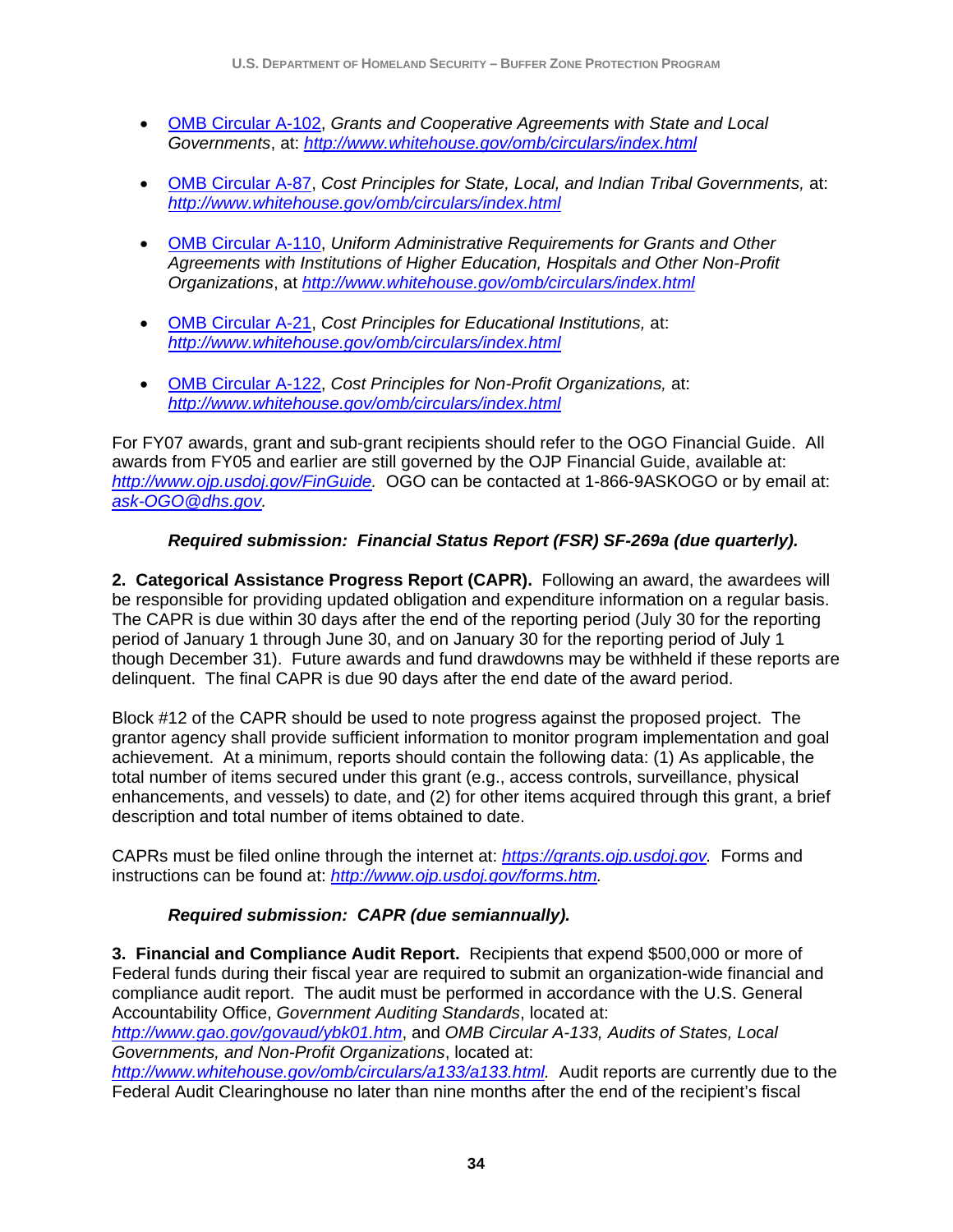- OMB Circular A-102, *Grants and Cooperative Agreements with State and Local Governments*, at: *http://www.whitehouse.gov/omb/circulars/index.html*

- OMB Circular A-87, *Cost Principles for State, Local, and Indian Tribal Governments,* at: *http://www.whitehouse.gov/omb/circulars/index.html*

- OMB Circular A-110, *Uniform Administrative Requirements for Grants and Other Agreements with Institutions of Higher Education, Hospitals and Other Non-Profit Organizations*, at *http://www.whitehouse.gov/omb/circulars/index.html*

- OMB Circular A-21, *Cost Principles for Educational Institutions,* at: *http://www.whitehouse.gov/omb/circulars/index.html*

- OMB Circular A-122, *Cost Principles for Non-Profit Organizations,* at: *http://www.whitehouse.gov/omb/circulars/index.html*

For FY07 awards, grant and sub-grant recipients should refer to the OGO Financial Guide. All awards from FY05 and earlier are still governed by the OJP Financial Guide, available at: *http://www.ojp.usdoj.gov/FinGuide.* OGO can be contacted at 1-866-9ASKOGO or by email at: *ask-OGO@dhs.gov.*

***Required submission: Financial Status Report (FSR) SF-269a (due quarterly).***

**2. Categorical Assistance Progress Report (CAPR).** Following an award, the awardees will be responsible for providing updated obligation and expenditure information on a regular basis. The CAPR is due within 30 days after the end of the reporting period (July 30 for the reporting period of January 1 through June 30, and on January 30 for the reporting period of July 1 though December 31). Future awards and fund drawdowns may be withheld if these reports are delinquent. The final CAPR is due 90 days after the end date of the award period.

Block #12 of the CAPR should be used to note progress against the proposed project. The grantor agency shall provide sufficient information to monitor program implementation and goal achievement. At a minimum, reports should contain the following data: (1) As applicable, the total number of items secured under this grant (e.g., access controls, surveillance, physical enhancements, and vessels) to date, and (2) for other items acquired through this grant, a brief description and total number of items obtained to date.

CAPRs must be filed online through the internet at: *https://grants.ojp.usdoj.gov.* Forms and instructions can be found at: *http://www.ojp.usdoj.gov/forms.htm.*

***Required submission: CAPR (due semiannually).***

**3. Financial and Compliance Audit Report.** Recipients that expend $500,000 or more of Federal funds during their fiscal year are required to submit an organization-wide financial and compliance audit report. The audit must be performed in accordance with the U.S. General Accountability Office, *Government Auditing Standards*, located at: *http://www.gao.gov/govaud/ybk01.htm*, and *OMB Circular A-133, Audits of States, Local Governments, and Non-Profit Organizations*, located at: *http://www.whitehouse.gov/omb/circulars/a133/a133.html.* Audit reports are currently due to the Federal Audit Clearinghouse no later than nine months after the end of the recipient's fiscal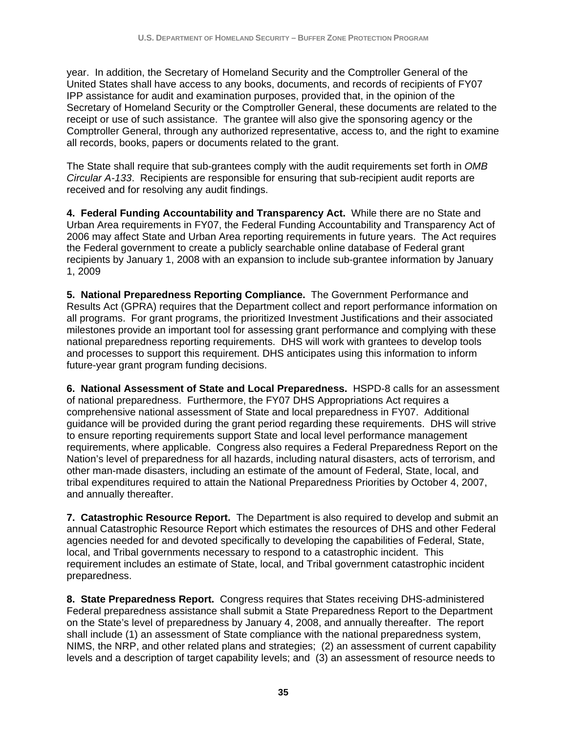year. In addition, the Secretary of Homeland Security and the Comptroller General of the United States shall have access to any books, documents, and records of recipients of FY07 IPP assistance for audit and examination purposes, provided that, in the opinion of the Secretary of Homeland Security or the Comptroller General, these documents are related to the receipt or use of such assistance. The grantee will also give the sponsoring agency or the Comptroller General, through any authorized representative, access to, and the right to examine all records, books, papers or documents related to the grant.

The State shall require that sub-grantees comply with the audit requirements set forth in *OMB Circular A-133*. Recipients are responsible for ensuring that sub-recipient audit reports are received and for resolving any audit findings.

**4. Federal Funding Accountability and Transparency Act.** While there are no State and Urban Area requirements in FY07, the Federal Funding Accountability and Transparency Act of 2006 may affect State and Urban Area reporting requirements in future years. The Act requires the Federal government to create a publicly searchable online database of Federal grant recipients by January 1, 2008 with an expansion to include sub-grantee information by January 1, 2009

**5. National Preparedness Reporting Compliance.** The Government Performance and Results Act (GPRA) requires that the Department collect and report performance information on all programs. For grant programs, the prioritized Investment Justifications and their associated milestones provide an important tool for assessing grant performance and complying with these national preparedness reporting requirements. DHS will work with grantees to develop tools and processes to support this requirement. DHS anticipates using this information to inform future-year grant program funding decisions.

**6. National Assessment of State and Local Preparedness.** HSPD-8 calls for an assessment of national preparedness. Furthermore, the FY07 DHS Appropriations Act requires a comprehensive national assessment of State and local preparedness in FY07. Additional guidance will be provided during the grant period regarding these requirements. DHS will strive to ensure reporting requirements support State and local level performance management requirements, where applicable. Congress also requires a Federal Preparedness Report on the Nation's level of preparedness for all hazards, including natural disasters, acts of terrorism, and other man-made disasters, including an estimate of the amount of Federal, State, local, and tribal expenditures required to attain the National Preparedness Priorities by October 4, 2007, and annually thereafter.

**7. Catastrophic Resource Report.** The Department is also required to develop and submit an annual Catastrophic Resource Report which estimates the resources of DHS and other Federal agencies needed for and devoted specifically to developing the capabilities of Federal, State, local, and Tribal governments necessary to respond to a catastrophic incident. This requirement includes an estimate of State, local, and Tribal government catastrophic incident preparedness.

**8. State Preparedness Report.** Congress requires that States receiving DHS-administered Federal preparedness assistance shall submit a State Preparedness Report to the Department on the State's level of preparedness by January 4, 2008, and annually thereafter. The report shall include (1) an assessment of State compliance with the national preparedness system, NIMS, the NRP, and other related plans and strategies; (2) an assessment of current capability levels and a description of target capability levels; and (3) an assessment of resource needs to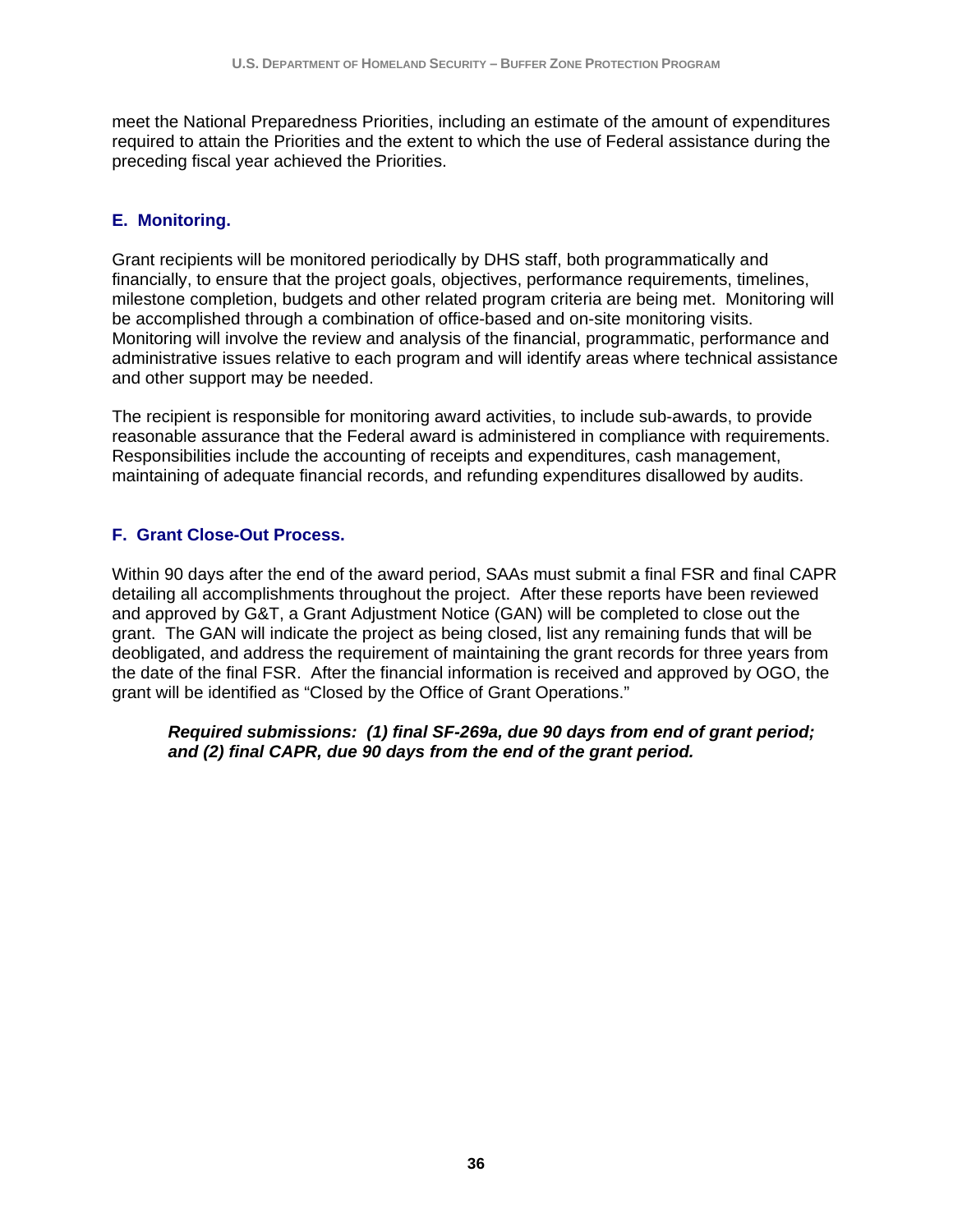meet the National Preparedness Priorities, including an estimate of the amount of expenditures required to attain the Priorities and the extent to which the use of Federal assistance during the preceding fiscal year achieved the Priorities.

## E. Monitoring.

Grant recipients will be monitored periodically by DHS staff, both programmatically and financially, to ensure that the project goals, objectives, performance requirements, timelines, milestone completion, budgets and other related program criteria are being met. Monitoring will be accomplished through a combination of office-based and on-site monitoring visits. Monitoring will involve the review and analysis of the financial, programmatic, performance and administrative issues relative to each program and will identify areas where technical assistance and other support may be needed.

The recipient is responsible for monitoring award activities, to include sub-awards, to provide reasonable assurance that the Federal award is administered in compliance with requirements. Responsibilities include the accounting of receipts and expenditures, cash management, maintaining of adequate financial records, and refunding expenditures disallowed by audits.

## F. Grant Close-Out Process.

Within 90 days after the end of the award period, SAAs must submit a final FSR and final CAPR detailing all accomplishments throughout the project. After these reports have been reviewed and approved by G&T, a Grant Adjustment Notice (GAN) will be completed to close out the grant. The GAN will indicate the project as being closed, list any remaining funds that will be deobligated, and address the requirement of maintaining the grant records for three years from the date of the final FSR. After the financial information is received and approved by OGO, the grant will be identified as "Closed by the Office of Grant Operations."

> ***Required submissions: (1) final SF-269a, due 90 days from end of grant period; and (2) final CAPR, due 90 days from the end of the grant period.***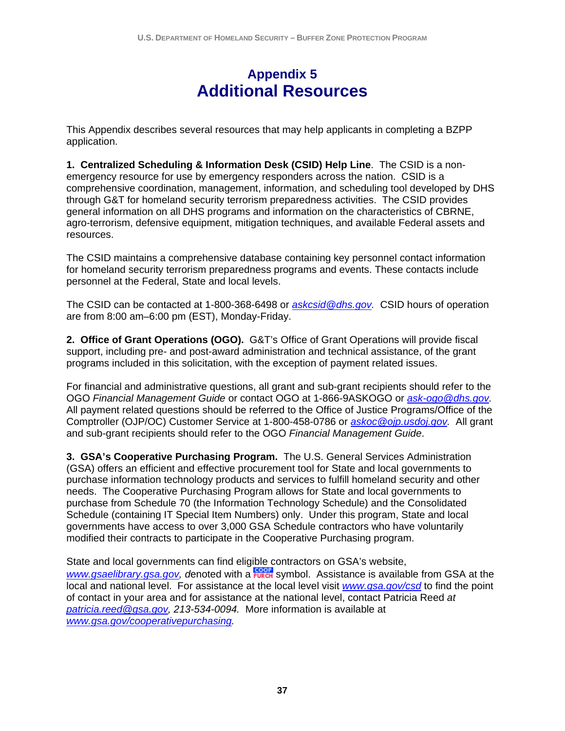# Appendix 5
# Additional Resources

This Appendix describes several resources that may help applicants in completing a BZPP application.

**1. Centralized Scheduling & Information Desk (CSID) Help Line**. The CSID is a non-emergency resource for use by emergency responders across the nation. CSID is a comprehensive coordination, management, information, and scheduling tool developed by DHS through G&T for homeland security terrorism preparedness activities. The CSID provides general information on all DHS programs and information on the characteristics of CBRNE, agro-terrorism, defensive equipment, mitigation techniques, and available Federal assets and resources.

The CSID maintains a comprehensive database containing key personnel contact information for homeland security terrorism preparedness programs and events. These contacts include personnel at the Federal, State and local levels.

The CSID can be contacted at 1-800-368-6498 or *askcsid@dhs.gov.* CSID hours of operation are from 8:00 am–6:00 pm (EST), Monday-Friday.

**2. Office of Grant Operations (OGO).** G&T's Office of Grant Operations will provide fiscal support, including pre- and post-award administration and technical assistance, of the grant programs included in this solicitation, with the exception of payment related issues.

For financial and administrative questions, all grant and sub-grant recipients should refer to the OGO *Financial Management Guide* or contact OGO at 1-866-9ASKOGO or *ask-ogo@dhs.gov.* All payment related questions should be referred to the Office of Justice Programs/Office of the Comptroller (OJP/OC) Customer Service at 1-800-458-0786 or *askoc@ojp.usdoj.gov.* All grant and sub-grant recipients should refer to the OGO *Financial Management Guide*.

**3. GSA's Cooperative Purchasing Program.** The U.S. General Services Administration (GSA) offers an efficient and effective procurement tool for State and local governments to purchase information technology products and services to fulfill homeland security and other needs. The Cooperative Purchasing Program allows for State and local governments to purchase from Schedule 70 (the Information Technology Schedule) and the Consolidated Schedule (containing IT Special Item Numbers) only. Under this program, State and local governments have access to over 3,000 GSA Schedule contractors who have voluntarily modified their contracts to participate in the Cooperative Purchasing program.

State and local governments can find eligible contractors on GSA's website, *www.gsaelibrary.gsa.gov, d*enoted with a COOP PURCH symbol. Assistance is available from GSA at the local and national level. For assistance at the local level visit *www.gsa.gov/csd* to find the point of contact in your area and for assistance at the national level, contact Patricia Reed *at patricia.reed@gsa.gov, 213-534-0094.* More information is available at *www.gsa.gov/cooperativepurchasing.*